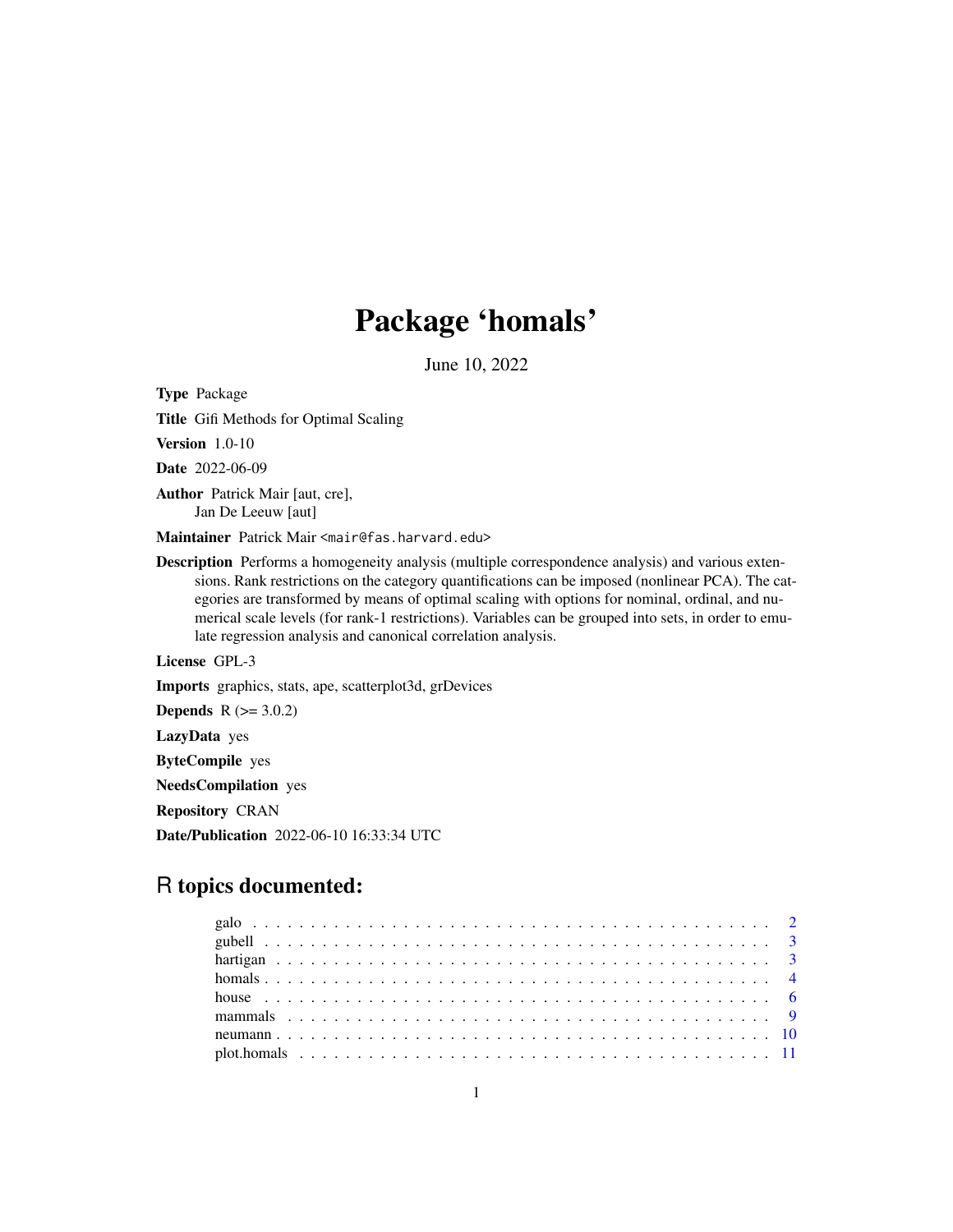# Package 'homals'

June 10, 2022

**Type** Package

**Title** Gifi Methods for Optimal Scaling

**Version** 1.0-10

**Date** 2022-06-09

**Author** Patrick Mair [aut, cre],
Jan De Leeuw [aut]

**Maintainer** Patrick Mair <mair@fas.harvard.edu>

**Description** Performs a homogeneity analysis (multiple correspondence analysis) and various extensions. Rank restrictions on the category quantifications can be imposed (nonlinear PCA). The categories are transformed by means of optimal scaling with options for nominal, ordinal, and numerical scale levels (for rank-1 restrictions). Variables can be grouped into sets, in order to emulate regression analysis and canonical correlation analysis.

**License** GPL-3

**Imports** graphics, stats, ape, scatterplot3d, grDevices

**Depends** R (>= 3.0.2)

**LazyData** yes

**ByteCompile** yes

**NeedsCompilation** yes

**Repository** CRAN

**Date/Publication** 2022-06-10 16:33:34 UTC

## R topics documented:

- galo . . . . . . . . . . . . . . . . . . . . . . . . . . . . . . . . . . . . . . . . . 2
- gubell . . . . . . . . . . . . . . . . . . . . . . . . . . . . . . . . . . . . . . . . 3
- hartigan . . . . . . . . . . . . . . . . . . . . . . . . . . . . . . . . . . . . . . . 3
- homals . . . . . . . . . . . . . . . . . . . . . . . . . . . . . . . . . . . . . . . . 4
- house . . . . . . . . . . . . . . . . . . . . . . . . . . . . . . . . . . . . . . . . 6
- mammals . . . . . . . . . . . . . . . . . . . . . . . . . . . . . . . . . . . . . . 9
- neumann . . . . . . . . . . . . . . . . . . . . . . . . . . . . . . . . . . . . . . 10
- plot.homals . . . . . . . . . . . . . . . . . . . . . . . . . . . . . . . . . . . . 11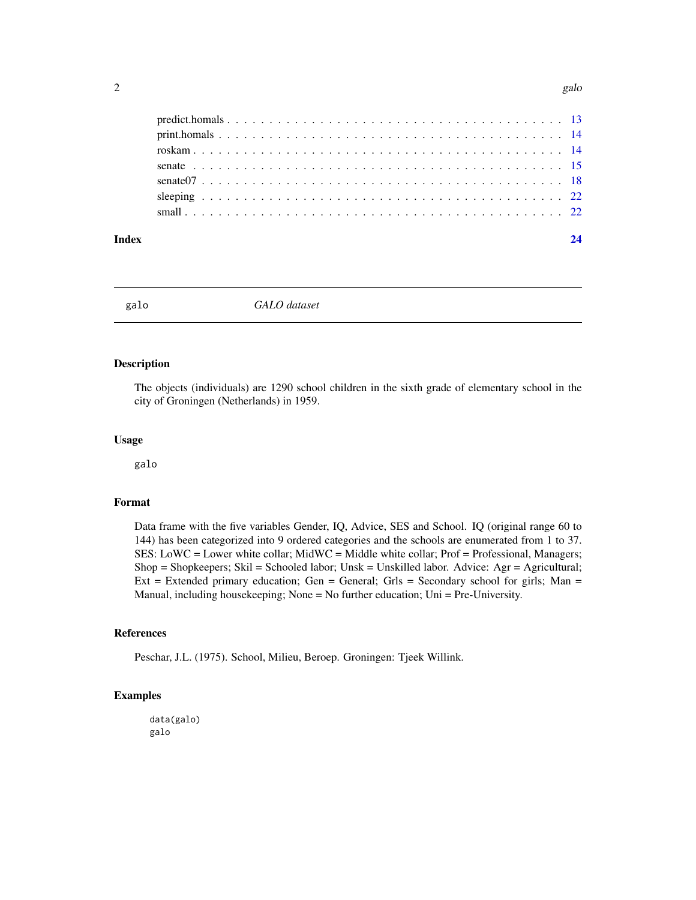predict.homals . . . . . . . . . . . . . . . . . . . . . . . . . . . . . . . . . . . . . . . 13
print.homals . . . . . . . . . . . . . . . . . . . . . . . . . . . . . . . . . . . . . . . 14
roskam . . . . . . . . . . . . . . . . . . . . . . . . . . . . . . . . . . . . . . . 14
senate . . . . . . . . . . . . . . . . . . . . . . . . . . . . . . . . . . . . . . . 15
senate07 . . . . . . . . . . . . . . . . . . . . . . . . . . . . . . . . . . . . . . . 18
sleeping . . . . . . . . . . . . . . . . . . . . . . . . . . . . . . . . . . . . . . . 22
small . . . . . . . . . . . . . . . . . . . . . . . . . . . . . . . . . . . . . . . 22

**Index** **24**

---

## galo *GALO dataset*

---

### Description

The objects (individuals) are 1290 school children in the sixth grade of elementary school in the city of Groningen (Netherlands) in 1959.

### Usage

```
galo
```

### Format

Data frame with the five variables Gender, IQ, Advice, SES and School. IQ (original range 60 to 144) has been categorized into 9 ordered categories and the schools are enumerated from 1 to 37. SES: LoWC = Lower white collar; MidWC = Middle white collar; Prof = Professional, Managers; Shop = Shopkeepers; Skil = Schooled labor; Unsk = Unskilled labor. Advice: Agr = Agricultural; Ext = Extended primary education; Gen = General; Grls = Secondary school for girls; Man = Manual, including housekeeping; None = No further education; Uni = Pre-University.

### References

Peschar, J.L. (1975). School, Milieu, Beroep. Groningen: Tjeek Willink.

### Examples

```
data(galo)
galo
```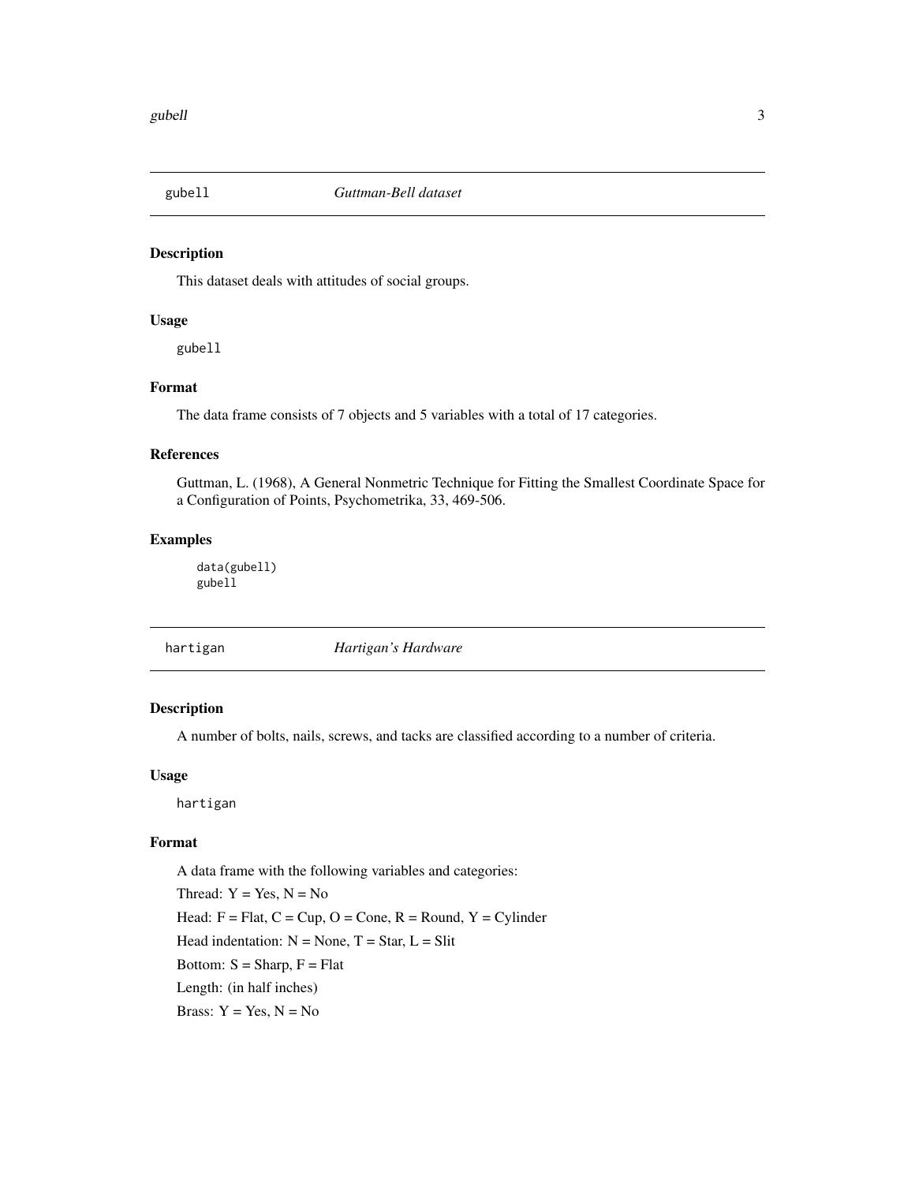## gubell — *Guttman-Bell dataset*

### Description

This dataset deals with attitudes of social groups.

### Usage

```
gubell
```

### Format

The data frame consists of 7 objects and 5 variables with a total of 17 categories.

### References

Guttman, L. (1968), A General Nonmetric Technique for Fitting the Smallest Coordinate Space for a Configuration of Points, Psychometrika, 33, 469-506.

### Examples

```
data(gubell)
gubell
```

## hartigan — *Hartigan's Hardware*

### Description

A number of bolts, nails, screws, and tacks are classified according to a number of criteria.

### Usage

```
hartigan
```

### Format

A data frame with the following variables and categories:

Thread: Y = Yes, N = No

Head: F = Flat, C = Cup, O = Cone, R = Round, Y = Cylinder

Head indentation: N = None, T = Star, L = Slit

Bottom: S = Sharp, F = Flat

Length: (in half inches)

Brass: Y = Yes, N = No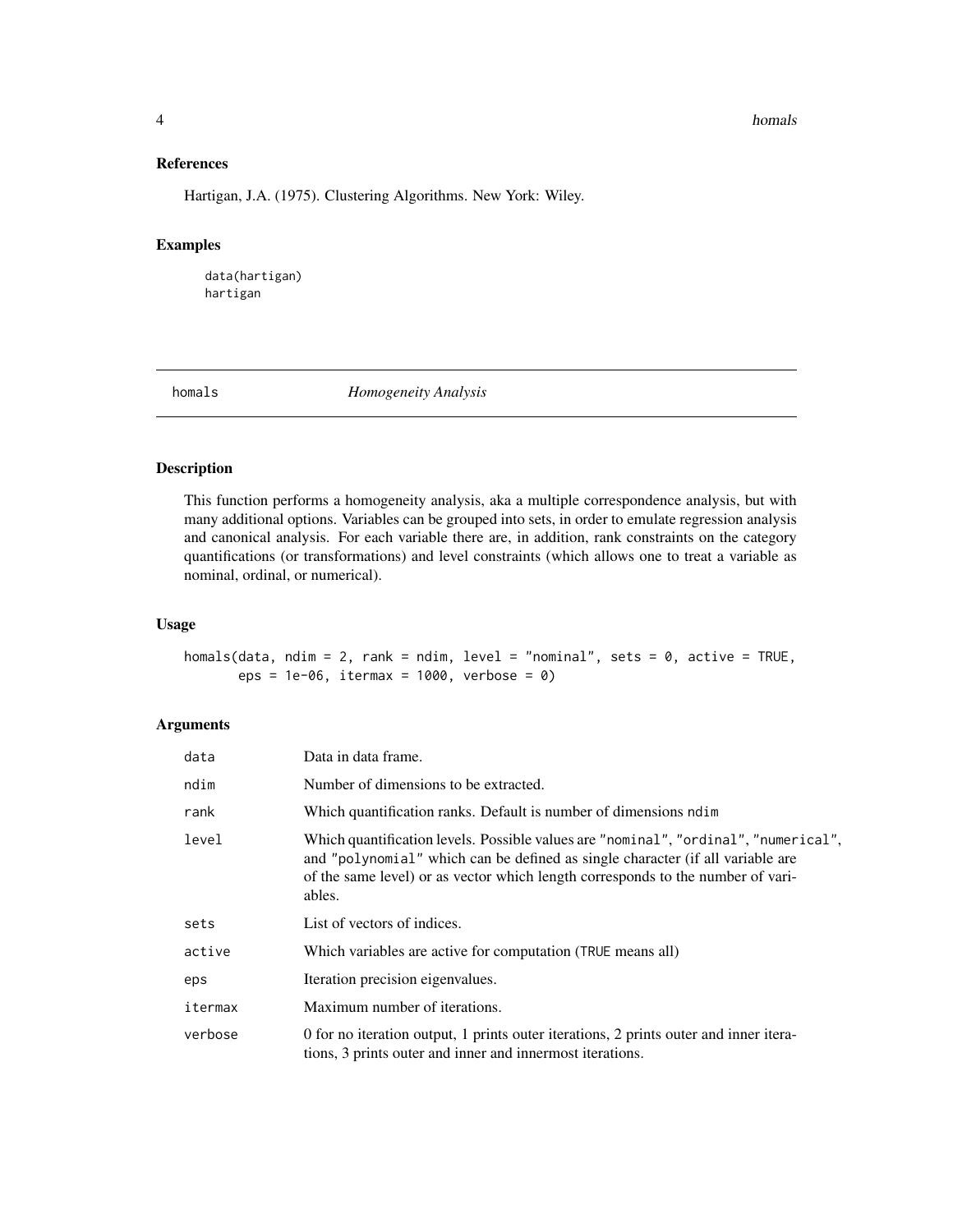## References

Hartigan, J.A. (1975). Clustering Algorithms. New York: Wiley.

## Examples

```
data(hartigan)
hartigan
```

---

# homals — *Homogeneity Analysis*

---

## Description

This function performs a homogeneity analysis, aka a multiple correspondence analysis, but with many additional options. Variables can be grouped into sets, in order to emulate regression analysis and canonical analysis. For each variable there are, in addition, rank constraints on the category quantifications (or transformations) and level constraints (which allows one to treat a variable as nominal, ordinal, or numerical).

## Usage

```
homals(data, ndim = 2, rank = ndim, level = "nominal", sets = 0, active = TRUE,
       eps = 1e-06, itermax = 1000, verbose = 0)
```

## Arguments

| | |
|---|---|
| `data` | Data in data frame. |
| `ndim` | Number of dimensions to be extracted. |
| `rank` | Which quantification ranks. Default is number of dimensions `ndim` |
| `level` | Which quantification levels. Possible values are `"nominal"`, `"ordinal"`, `"numerical"`, and `"polynomial"` which can be defined as single character (if all variable are of the same level) or as vector which length corresponds to the number of variables. |
| `sets` | List of vectors of indices. |
| `active` | Which variables are active for computation (`TRUE` means all) |
| `eps` | Iteration precision eigenvalues. |
| `itermax` | Maximum number of iterations. |
| `verbose` | 0 for no iteration output, 1 prints outer iterations, 2 prints outer and inner iterations, 3 prints outer and inner and innermost iterations. |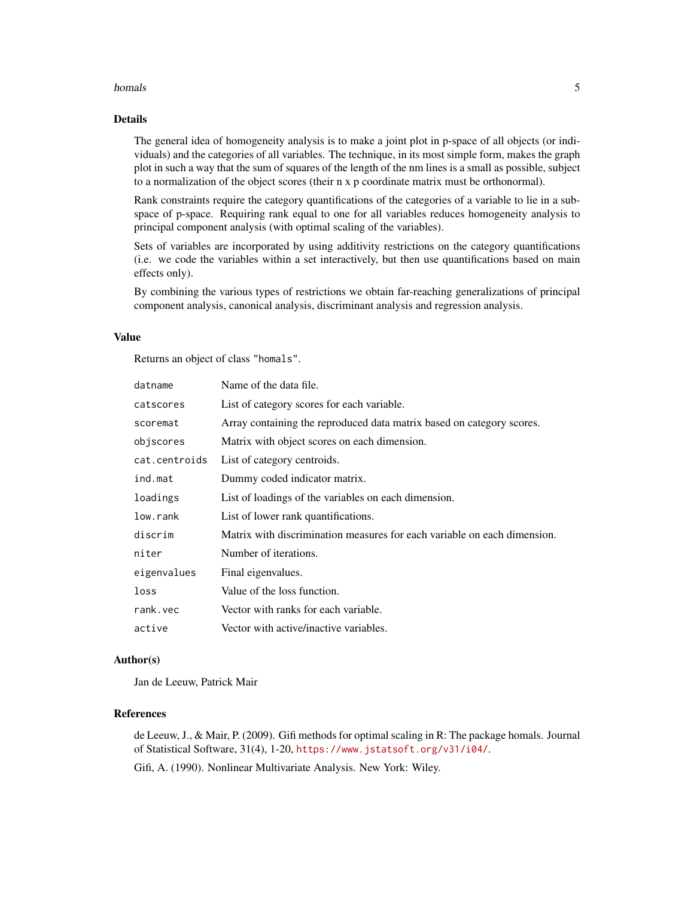## Details

The general idea of homogeneity analysis is to make a joint plot in p-space of all objects (or individuals) and the categories of all variables. The technique, in its most simple form, makes the graph plot in such a way that the sum of squares of the length of the nm lines is a small as possible, subject to a normalization of the object scores (their n x p coordinate matrix must be orthonormal).

Rank constraints require the category quantifications of the categories of a variable to lie in a subspace of p-space. Requiring rank equal to one for all variables reduces homogeneity analysis to principal component analysis (with optimal scaling of the variables).

Sets of variables are incorporated by using additivity restrictions on the category quantifications (i.e. we code the variables within a set interactively, but then use quantifications based on main effects only).

By combining the various types of restrictions we obtain far-reaching generalizations of principal component analysis, canonical analysis, discriminant analysis and regression analysis.

## Value

Returns an object of class `"homals"`.

| | |
|---|---|
| `datname` | Name of the data file. |
| `catscores` | List of category scores for each variable. |
| `scoremat` | Array containing the reproduced data matrix based on category scores. |
| `objscores` | Matrix with object scores on each dimension. |
| `cat.centroids` | List of category centroids. |
| `ind.mat` | Dummy coded indicator matrix. |
| `loadings` | List of loadings of the variables on each dimension. |
| `low.rank` | List of lower rank quantifications. |
| `discrim` | Matrix with discrimination measures for each variable on each dimension. |
| `niter` | Number of iterations. |
| `eigenvalues` | Final eigenvalues. |
| `loss` | Value of the loss function. |
| `rank.vec` | Vector with ranks for each variable. |
| `active` | Vector with active/inactive variables. |

## Author(s)

Jan de Leeuw, Patrick Mair

## References

de Leeuw, J., & Mair, P. (2009). Gifi methods for optimal scaling in R: The package homals. Journal of Statistical Software, 31(4), 1-20, https://www.jstatsoft.org/v31/i04/.

Gifi, A. (1990). Nonlinear Multivariate Analysis. New York: Wiley.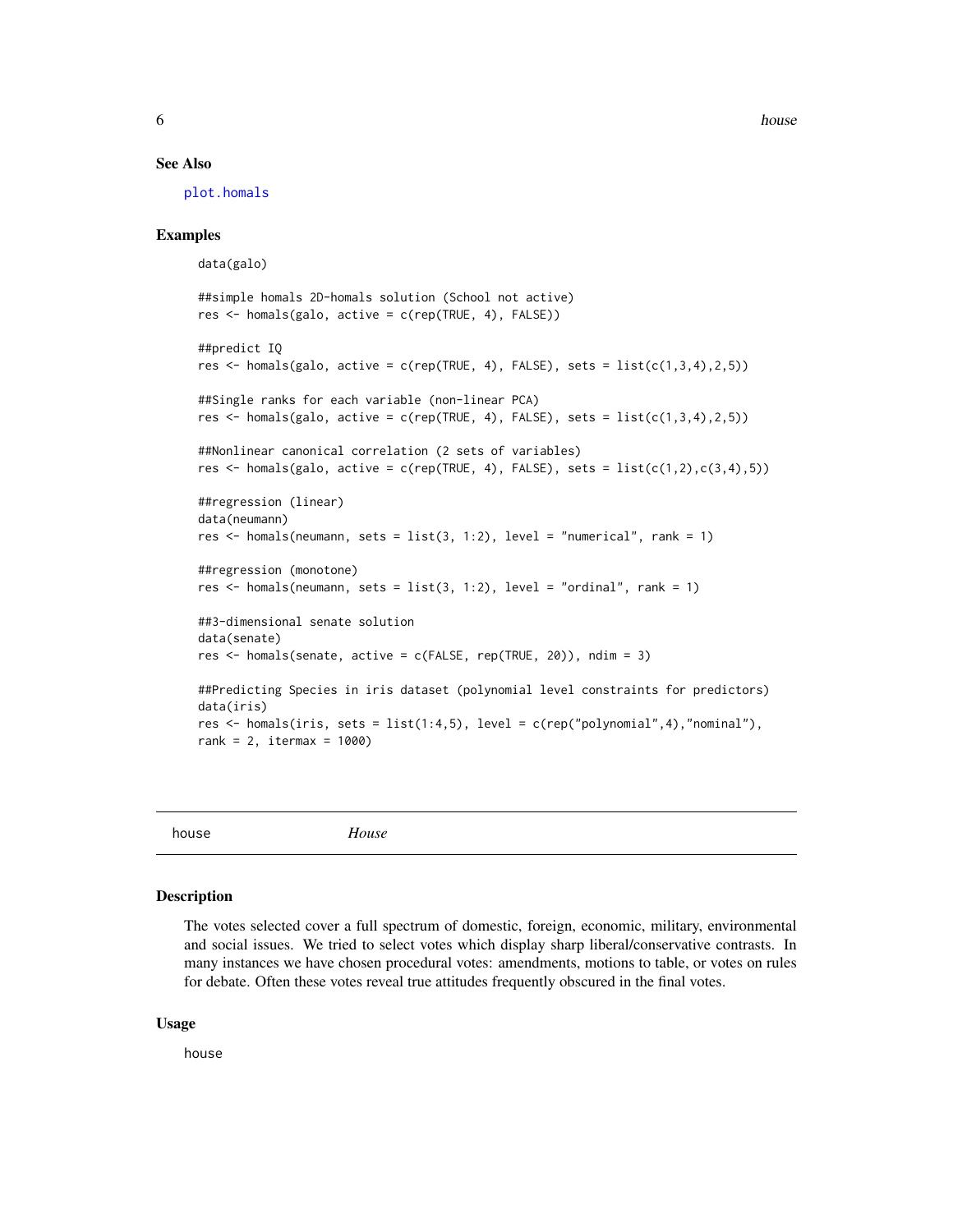### See Also

plot.homals

### Examples

```
data(galo)

##simple homals 2D-homals solution (School not active)
res <- homals(galo, active = c(rep(TRUE, 4), FALSE))

##predict IQ
res <- homals(galo, active = c(rep(TRUE, 4), FALSE), sets = list(c(1,3,4),2,5))

##Single ranks for each variable (non-linear PCA)
res <- homals(galo, active = c(rep(TRUE, 4), FALSE), sets = list(c(1,3,4),2,5))

##Nonlinear canonical correlation (2 sets of variables)
res <- homals(galo, active = c(rep(TRUE, 4), FALSE), sets = list(c(1,2),c(3,4),5))

##regression (linear)
data(neumann)
res <- homals(neumann, sets = list(3, 1:2), level = "numerical", rank = 1)

##regression (monotone)
res <- homals(neumann, sets = list(3, 1:2), level = "ordinal", rank = 1)

##3-dimensional senate solution
data(senate)
res <- homals(senate, active = c(FALSE, rep(TRUE, 20)), ndim = 3)

##Predicting Species in iris dataset (polynomial level constraints for predictors)
data(iris)
res <- homals(iris, sets = list(1:4,5), level = c(rep("polynomial",4),"nominal"),
rank = 2, itermax = 1000)
```

---

## house *House*

### Description

The votes selected cover a full spectrum of domestic, foreign, economic, military, environmental and social issues. We tried to select votes which display sharp liberal/conservative contrasts. In many instances we have chosen procedural votes: amendments, motions to table, or votes on rules for debate. Often these votes reveal true attitudes frequently obscured in the final votes.

### Usage

```
house
```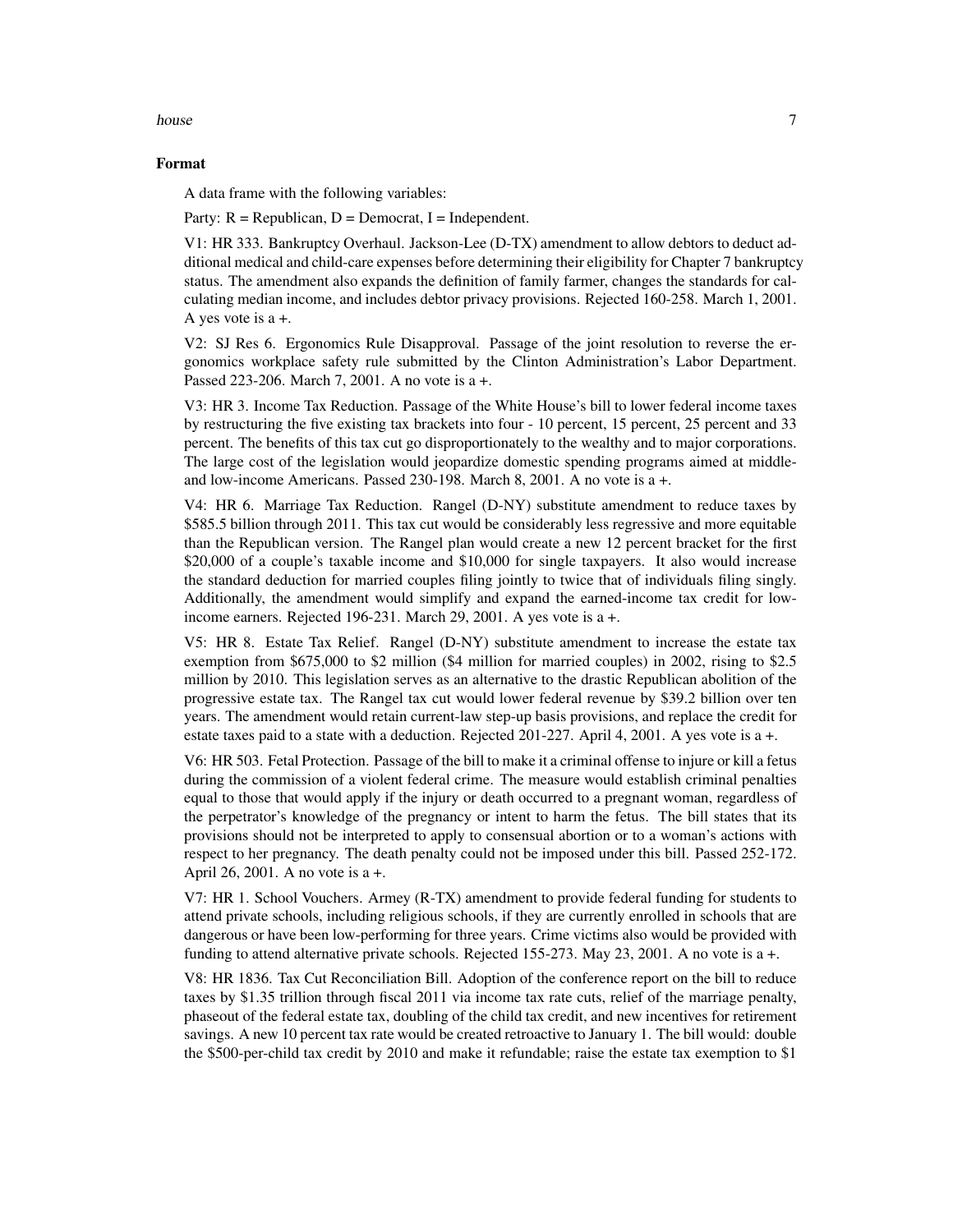## Format

A data frame with the following variables:

Party: R = Republican, D = Democrat, I = Independent.

V1: HR 333. Bankruptcy Overhaul. Jackson-Lee (D-TX) amendment to allow debtors to deduct additional medical and child-care expenses before determining their eligibility for Chapter 7 bankruptcy status. The amendment also expands the definition of family farmer, changes the standards for calculating median income, and includes debtor privacy provisions. Rejected 160-258. March 1, 2001. A yes vote is a +.

V2: SJ Res 6. Ergonomics Rule Disapproval. Passage of the joint resolution to reverse the ergonomics workplace safety rule submitted by the Clinton Administration's Labor Department. Passed 223-206. March 7, 2001. A no vote is a +.

V3: HR 3. Income Tax Reduction. Passage of the White House's bill to lower federal income taxes by restructuring the five existing tax brackets into four - 10 percent, 15 percent, 25 percent and 33 percent. The benefits of this tax cut go disproportionately to the wealthy and to major corporations. The large cost of the legislation would jeopardize domestic spending programs aimed at middle- and low-income Americans. Passed 230-198. March 8, 2001. A no vote is a +.

V4: HR 6. Marriage Tax Reduction. Rangel (D-NY) substitute amendment to reduce taxes by $585.5 billion through 2011. This tax cut would be considerably less regressive and more equitable than the Republican version. The Rangel plan would create a new 12 percent bracket for the first $20,000 of a couple's taxable income and $10,000 for single taxpayers. It also would increase the standard deduction for married couples filing jointly to twice that of individuals filing singly. Additionally, the amendment would simplify and expand the earned-income tax credit for low-income earners. Rejected 196-231. March 29, 2001. A yes vote is a +.

V5: HR 8. Estate Tax Relief. Rangel (D-NY) substitute amendment to increase the estate tax exemption from $675,000 to $2 million ($4 million for married couples) in 2002, rising to $2.5 million by 2010. This legislation serves as an alternative to the drastic Republican abolition of the progressive estate tax. The Rangel tax cut would lower federal revenue by $39.2 billion over ten years. The amendment would retain current-law step-up basis provisions, and replace the credit for estate taxes paid to a state with a deduction. Rejected 201-227. April 4, 2001. A yes vote is a +.

V6: HR 503. Fetal Protection. Passage of the bill to make it a criminal offense to injure or kill a fetus during the commission of a violent federal crime. The measure would establish criminal penalties equal to those that would apply if the injury or death occurred to a pregnant woman, regardless of the perpetrator's knowledge of the pregnancy or intent to harm the fetus. The bill states that its provisions should not be interpreted to apply to consensual abortion or to a woman's actions with respect to her pregnancy. The death penalty could not be imposed under this bill. Passed 252-172. April 26, 2001. A no vote is a +.

V7: HR 1. School Vouchers. Armey (R-TX) amendment to provide federal funding for students to attend private schools, including religious schools, if they are currently enrolled in schools that are dangerous or have been low-performing for three years. Crime victims also would be provided with funding to attend alternative private schools. Rejected 155-273. May 23, 2001. A no vote is a +.

V8: HR 1836. Tax Cut Reconciliation Bill. Adoption of the conference report on the bill to reduce taxes by $1.35 trillion through fiscal 2011 via income tax rate cuts, relief of the marriage penalty, phaseout of the federal estate tax, doubling of the child tax credit, and new incentives for retirement savings. A new 10 percent tax rate would be created retroactive to January 1. The bill would: double the $500-per-child tax credit by 2010 and make it refundable; raise the estate tax exemption to $1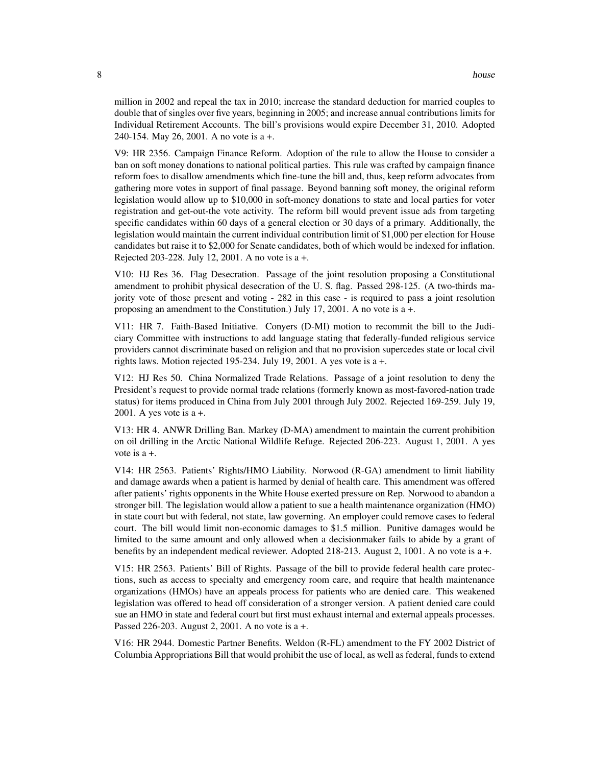million in 2002 and repeal the tax in 2010; increase the standard deduction for married couples to double that of singles over five years, beginning in 2005; and increase annual contributions limits for Individual Retirement Accounts. The bill's provisions would expire December 31, 2010. Adopted 240-154. May 26, 2001. A no vote is a +.

V9: HR 2356. Campaign Finance Reform. Adoption of the rule to allow the House to consider a ban on soft money donations to national political parties. This rule was crafted by campaign finance reform foes to disallow amendments which fine-tune the bill and, thus, keep reform advocates from gathering more votes in support of final passage. Beyond banning soft money, the original reform legislation would allow up to $10,000 in soft-money donations to state and local parties for voter registration and get-out-the vote activity. The reform bill would prevent issue ads from targeting specific candidates within 60 days of a general election or 30 days of a primary. Additionally, the legislation would maintain the current individual contribution limit of $1,000 per election for House candidates but raise it to $2,000 for Senate candidates, both of which would be indexed for inflation. Rejected 203-228. July 12, 2001. A no vote is a +.

V10: HJ Res 36. Flag Desecration. Passage of the joint resolution proposing a Constitutional amendment to prohibit physical desecration of the U. S. flag. Passed 298-125. (A two-thirds majority vote of those present and voting - 282 in this case - is required to pass a joint resolution proposing an amendment to the Constitution.) July 17, 2001. A no vote is a +.

V11: HR 7. Faith-Based Initiative. Conyers (D-MI) motion to recommit the bill to the Judiciary Committee with instructions to add language stating that federally-funded religious service providers cannot discriminate based on religion and that no provision supercedes state or local civil rights laws. Motion rejected 195-234. July 19, 2001. A yes vote is a +.

V12: HJ Res 50. China Normalized Trade Relations. Passage of a joint resolution to deny the President's request to provide normal trade relations (formerly known as most-favored-nation trade status) for items produced in China from July 2001 through July 2002. Rejected 169-259. July 19, 2001. A yes vote is a +.

V13: HR 4. ANWR Drilling Ban. Markey (D-MA) amendment to maintain the current prohibition on oil drilling in the Arctic National Wildlife Refuge. Rejected 206-223. August 1, 2001. A yes vote is a +.

V14: HR 2563. Patients' Rights/HMO Liability. Norwood (R-GA) amendment to limit liability and damage awards when a patient is harmed by denial of health care. This amendment was offered after patients' rights opponents in the White House exerted pressure on Rep. Norwood to abandon a stronger bill. The legislation would allow a patient to sue a health maintenance organization (HMO) in state court but with federal, not state, law governing. An employer could remove cases to federal court. The bill would limit non-economic damages to $1.5 million. Punitive damages would be limited to the same amount and only allowed when a decisionmaker fails to abide by a grant of benefits by an independent medical reviewer. Adopted 218-213. August 2, 1001. A no vote is a +.

V15: HR 2563. Patients' Bill of Rights. Passage of the bill to provide federal health care protections, such as access to specialty and emergency room care, and require that health maintenance organizations (HMOs) have an appeals process for patients who are denied care. This weakened legislation was offered to head off consideration of a stronger version. A patient denied care could sue an HMO in state and federal court but first must exhaust internal and external appeals processes. Passed 226-203. August 2, 2001. A no vote is a +.

V16: HR 2944. Domestic Partner Benefits. Weldon (R-FL) amendment to the FY 2002 District of Columbia Appropriations Bill that would prohibit the use of local, as well as federal, funds to extend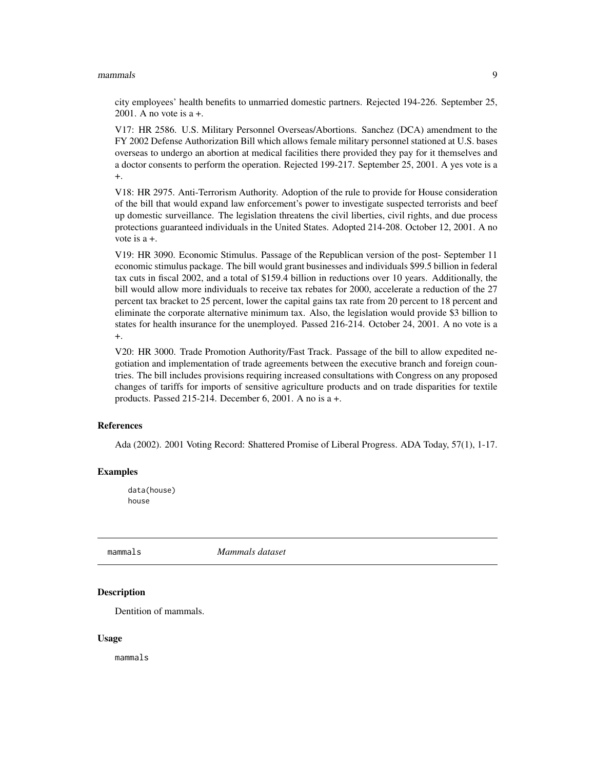city employees' health benefits to unmarried domestic partners. Rejected 194-226. September 25, 2001. A no vote is a +.

V17: HR 2586. U.S. Military Personnel Overseas/Abortions. Sanchez (DCA) amendment to the FY 2002 Defense Authorization Bill which allows female military personnel stationed at U.S. bases overseas to undergo an abortion at medical facilities there provided they pay for it themselves and a doctor consents to perform the operation. Rejected 199-217. September 25, 2001. A yes vote is a +.

V18: HR 2975. Anti-Terrorism Authority. Adoption of the rule to provide for House consideration of the bill that would expand law enforcement's power to investigate suspected terrorists and beef up domestic surveillance. The legislation threatens the civil liberties, civil rights, and due process protections guaranteed individuals in the United States. Adopted 214-208. October 12, 2001. A no vote is a +.

V19: HR 3090. Economic Stimulus. Passage of the Republican version of the post- September 11 economic stimulus package. The bill would grant businesses and individuals $99.5 billion in federal tax cuts in fiscal 2002, and a total of $159.4 billion in reductions over 10 years. Additionally, the bill would allow more individuals to receive tax rebates for 2000, accelerate a reduction of the 27 percent tax bracket to 25 percent, lower the capital gains tax rate from 20 percent to 18 percent and eliminate the corporate alternative minimum tax. Also, the legislation would provide $3 billion to states for health insurance for the unemployed. Passed 216-214. October 24, 2001. A no vote is a +.

V20: HR 3000. Trade Promotion Authority/Fast Track. Passage of the bill to allow expedited negotiation and implementation of trade agreements between the executive branch and foreign countries. The bill includes provisions requiring increased consultations with Congress on any proposed changes of tariffs for imports of sensitive agriculture products and on trade disparities for textile products. Passed 215-214. December 6, 2001. A no is a +.

### References

Ada (2002). 2001 Voting Record: Shattered Promise of Liberal Progress. ADA Today, 57(1), 1-17.

### Examples

```
data(house)
house
```

## mammals *Mammals dataset*

### Description

Dentition of mammals.

### Usage

```
mammals
```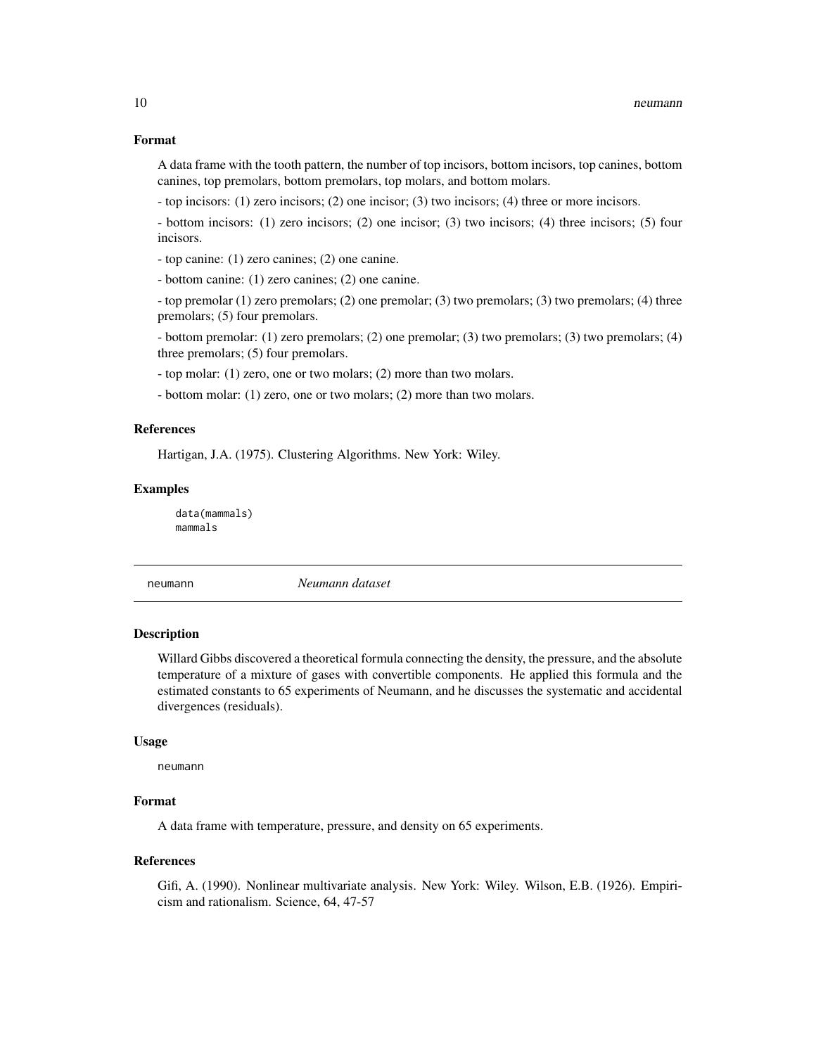### Format

A data frame with the tooth pattern, the number of top incisors, bottom incisors, top canines, bottom canines, top premolars, bottom premolars, top molars, and bottom molars.

- top incisors: (1) zero incisors; (2) one incisor; (3) two incisors; (4) three or more incisors.

- bottom incisors: (1) zero incisors; (2) one incisor; (3) two incisors; (4) three incisors; (5) four incisors.

- top canine: (1) zero canines; (2) one canine.

- bottom canine: (1) zero canines; (2) one canine.

- top premolar (1) zero premolars; (2) one premolar; (3) two premolars; (3) two premolars; (4) three premolars; (5) four premolars.

- bottom premolar: (1) zero premolars; (2) one premolar; (3) two premolars; (3) two premolars; (4) three premolars; (5) four premolars.

- top molar: (1) zero, one or two molars; (2) more than two molars.

- bottom molar: (1) zero, one or two molars; (2) more than two molars.

### References

Hartigan, J.A. (1975). Clustering Algorithms. New York: Wiley.

### Examples

```
data(mammals)
mammals
```

---

## neumann — *Neumann dataset*

---

### Description

Willard Gibbs discovered a theoretical formula connecting the density, the pressure, and the absolute temperature of a mixture of gases with convertible components. He applied this formula and the estimated constants to 65 experiments of Neumann, and he discusses the systematic and accidental divergences (residuals).

### Usage

```
neumann
```

### Format

A data frame with temperature, pressure, and density on 65 experiments.

### References

Gifi, A. (1990). Nonlinear multivariate analysis. New York: Wiley. Wilson, E.B. (1926). Empiricism and rationalism. Science, 64, 47-57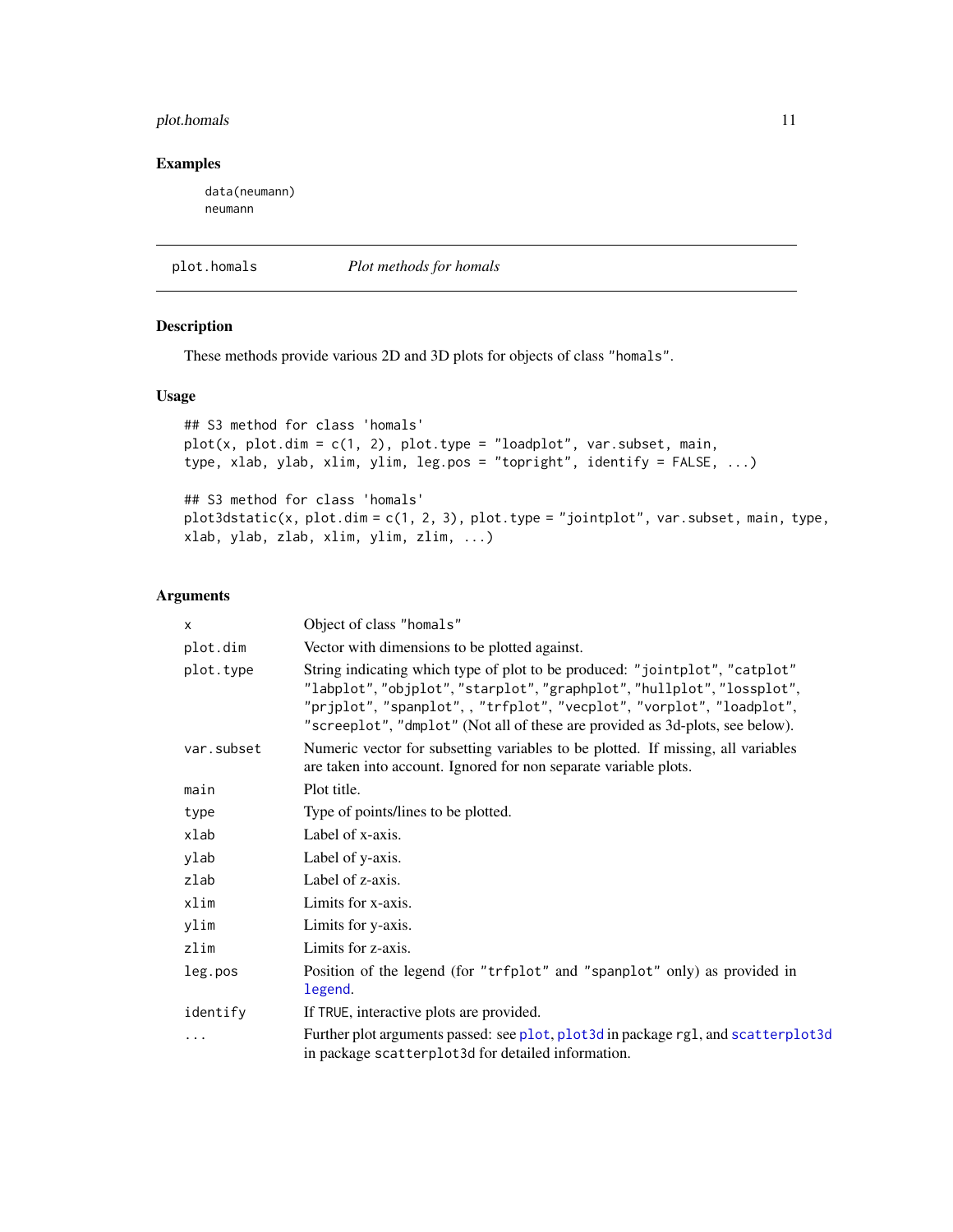### Examples

```
data(neumann)
neumann
```

---

## plot.homals — *Plot methods for homals*

### Description

These methods provide various 2D and 3D plots for objects of class "homals".

### Usage

```
## S3 method for class 'homals'
plot(x, plot.dim = c(1, 2), plot.type = "loadplot", var.subset, main,
type, xlab, ylab, xlim, ylim, leg.pos = "topright", identify = FALSE, ...)

## S3 method for class 'homals'
plot3dstatic(x, plot.dim = c(1, 2, 3), plot.type = "jointplot", var.subset, main, type,
xlab, ylab, zlab, xlim, ylim, zlim, ...)
```

### Arguments

| | |
|---|---|
| x | Object of class "homals" |
| plot.dim | Vector with dimensions to be plotted against. |
| plot.type | String indicating which type of plot to be produced: "jointplot", "catplot" "labplot", "objplot", "starplot", "graphplot", "hullplot", "lossplot", "prjplot", "spanplot", , "trfplot", "vecplot", "vorplot", "loadplot", "screeplot", "dmplot" (Not all of these are provided as 3d-plots, see below). |
| var.subset | Numeric vector for subsetting variables to be plotted. If missing, all variables are taken into account. Ignored for non separate variable plots. |
| main | Plot title. |
| type | Type of points/lines to be plotted. |
| xlab | Label of x-axis. |
| ylab | Label of y-axis. |
| zlab | Label of z-axis. |
| xlim | Limits for x-axis. |
| ylim | Limits for y-axis. |
| zlim | Limits for z-axis. |
| leg.pos | Position of the legend (for "trfplot" and "spanplot" only) as provided in legend. |
| identify | If TRUE, interactive plots are provided. |
| ... | Further plot arguments passed: see plot, plot3d in package rgl, and scatterplot3d in package scatterplot3d for detailed information. |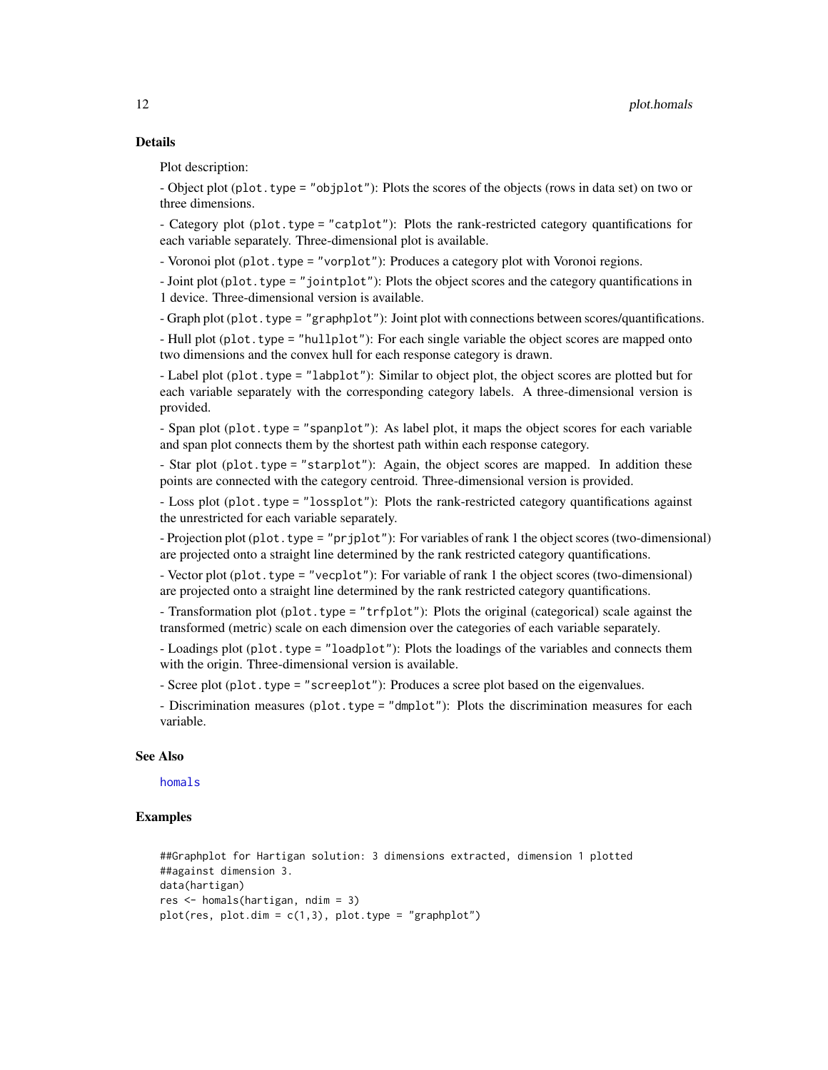## Details

Plot description:

- Object plot (`plot.type = "objplot"`): Plots the scores of the objects (rows in data set) on two or three dimensions.

- Category plot (`plot.type = "catplot"`): Plots the rank-restricted category quantifications for each variable separately. Three-dimensional plot is available.

- Voronoi plot (`plot.type = "vorplot"`): Produces a category plot with Voronoi regions.

- Joint plot (`plot.type = "jointplot"`): Plots the object scores and the category quantifications in 1 device. Three-dimensional version is available.

- Graph plot (`plot.type = "graphplot"`): Joint plot with connections between scores/quantifications.

- Hull plot (`plot.type = "hullplot"`): For each single variable the object scores are mapped onto two dimensions and the convex hull for each response category is drawn.

- Label plot (`plot.type = "labplot"`): Similar to object plot, the object scores are plotted but for each variable separately with the corresponding category labels. A three-dimensional version is provided.

- Span plot (`plot.type = "spanplot"`): As label plot, it maps the object scores for each variable and span plot connects them by the shortest path within each response category.

- Star plot (`plot.type = "starplot"`): Again, the object scores are mapped. In addition these points are connected with the category centroid. Three-dimensional version is provided.

- Loss plot (`plot.type = "lossplot"`): Plots the rank-restricted category quantifications against the unrestricted for each variable separately.

- Projection plot (`plot.type = "prjplot"`): For variables of rank 1 the object scores (two-dimensional) are projected onto a straight line determined by the rank restricted category quantifications.

- Vector plot (`plot.type = "vecplot"`): For variable of rank 1 the object scores (two-dimensional) are projected onto a straight line determined by the rank restricted category quantifications.

- Transformation plot (`plot.type = "trfplot"`): Plots the original (categorical) scale against the transformed (metric) scale on each dimension over the categories of each variable separately.

- Loadings plot (`plot.type = "loadplot"`): Plots the loadings of the variables and connects them with the origin. Three-dimensional version is available.

- Scree plot (`plot.type = "screeplot"`): Produces a scree plot based on the eigenvalues.

- Discrimination measures (`plot.type = "dmplot"`): Plots the discrimination measures for each variable.

## See Also

homals

## Examples

```
##Graphplot for Hartigan solution: 3 dimensions extracted, dimension 1 plotted
##against dimension 3.
data(hartigan)
res <- homals(hartigan, ndim = 3)
plot(res, plot.dim = c(1,3), plot.type = "graphplot")
```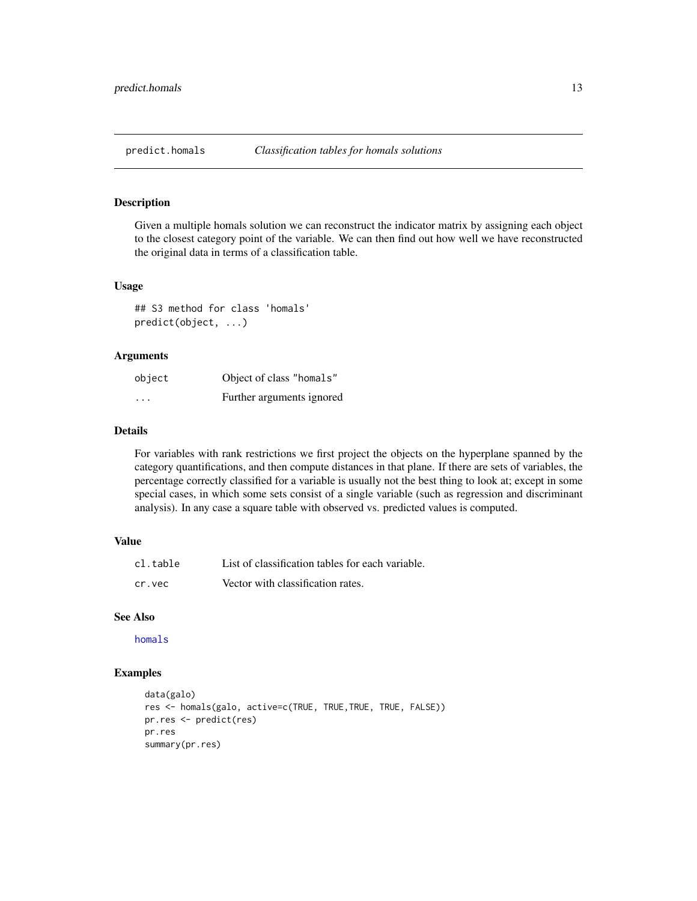# predict.homals — *Classification tables for homals solutions*

## Description

Given a multiple homals solution we can reconstruct the indicator matrix by assigning each object to the closest category point of the variable. We can then find out how well we have reconstructed the original data in terms of a classification table.

## Usage

```
## S3 method for class 'homals'
predict(object, ...)
```

## Arguments

| | |
|---|---|
| `object` | Object of class "homals" |
| `...` | Further arguments ignored |

## Details

For variables with rank restrictions we first project the objects on the hyperplane spanned by the category quantifications, and then compute distances in that plane. If there are sets of variables, the percentage correctly classified for a variable is usually not the best thing to look at; except in some special cases, in which some sets consist of a single variable (such as regression and discriminant analysis). In any case a square table with observed vs. predicted values is computed.

## Value

| | |
|---|---|
| `cl.table` | List of classification tables for each variable. |
| `cr.vec` | Vector with classification rates. |

## See Also

`homals`

## Examples

```
data(galo)
res <- homals(galo, active=c(TRUE, TRUE,TRUE, TRUE, FALSE))
pr.res <- predict(res)
pr.res
summary(pr.res)
```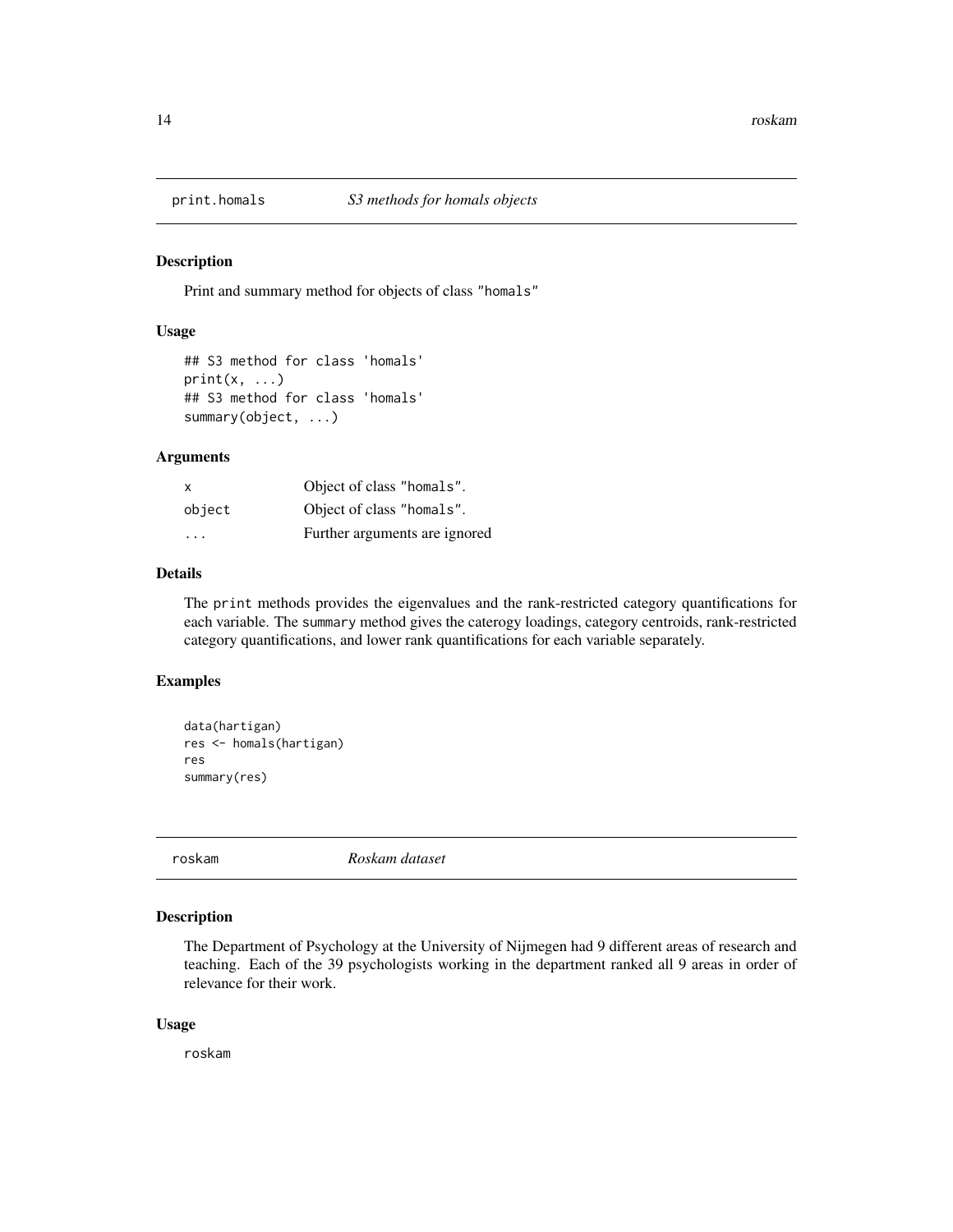## print.homals — *S3 methods for homals objects*

### Description

Print and summary method for objects of class "homals"

### Usage

```
## S3 method for class 'homals'
print(x, ...)
## S3 method for class 'homals'
summary(object, ...)
```

### Arguments

| | |
|---|---|
| x | Object of class "homals". |
| object | Object of class "homals". |
| ... | Further arguments are ignored |

### Details

The print methods provides the eigenvalues and the rank-restricted category quantifications for each variable. The summary method gives the caterogy loadings, category centroids, rank-restricted category quantifications, and lower rank quantifications for each variable separately.

### Examples

```
data(hartigan)
res <- homals(hartigan)
res
summary(res)
```

## roskam — *Roskam dataset*

### Description

The Department of Psychology at the University of Nijmegen had 9 different areas of research and teaching. Each of the 39 psychologists working in the department ranked all 9 areas in order of relevance for their work.

### Usage

```
roskam
```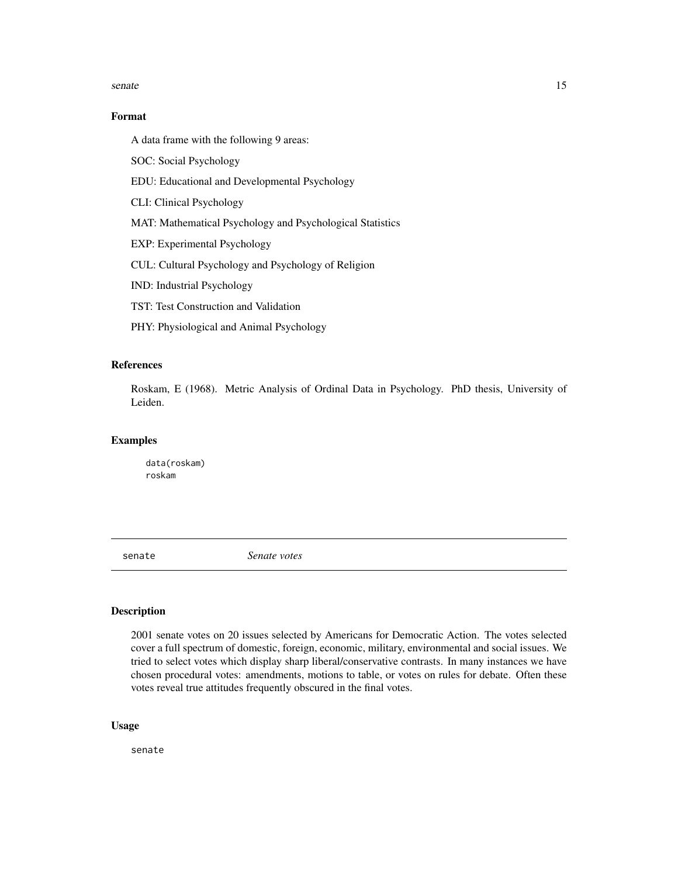### Format

A data frame with the following 9 areas:

SOC: Social Psychology

EDU: Educational and Developmental Psychology

CLI: Clinical Psychology

MAT: Mathematical Psychology and Psychological Statistics

EXP: Experimental Psychology

CUL: Cultural Psychology and Psychology of Religion

IND: Industrial Psychology

TST: Test Construction and Validation

PHY: Physiological and Animal Psychology

### References

Roskam, E (1968). Metric Analysis of Ordinal Data in Psychology. PhD thesis, University of Leiden.

### Examples

```
data(roskam)
roskam
```

---

## senate — *Senate votes*

---

### Description

2001 senate votes on 20 issues selected by Americans for Democratic Action. The votes selected cover a full spectrum of domestic, foreign, economic, military, environmental and social issues. We tried to select votes which display sharp liberal/conservative contrasts. In many instances we have chosen procedural votes: amendments, motions to table, or votes on rules for debate. Often these votes reveal true attitudes frequently obscured in the final votes.

### Usage

senate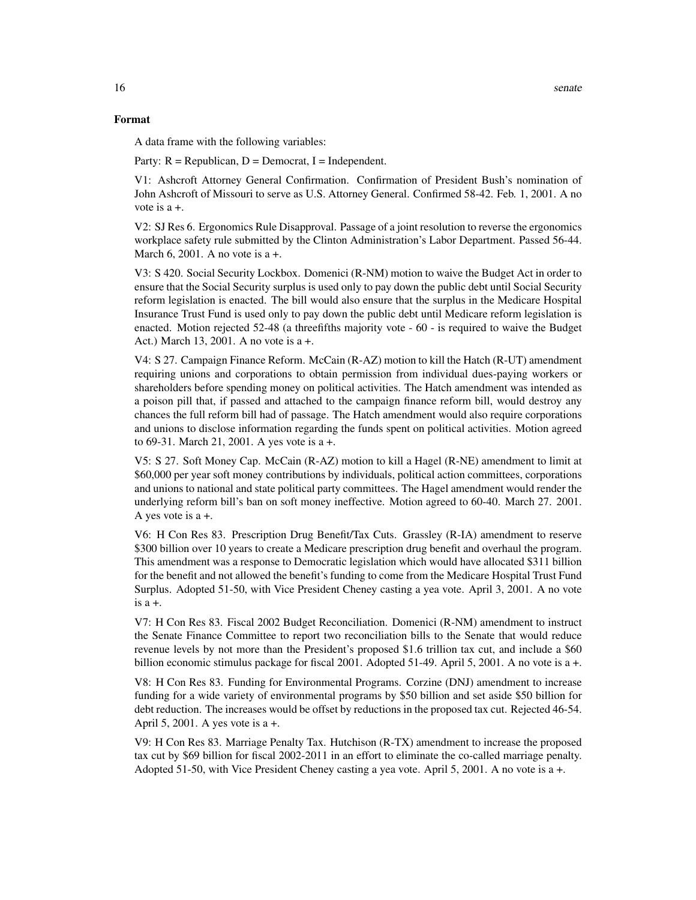### Format

A data frame with the following variables:

Party: R = Republican, D = Democrat, I = Independent.

V1: Ashcroft Attorney General Confirmation. Confirmation of President Bush's nomination of John Ashcroft of Missouri to serve as U.S. Attorney General. Confirmed 58-42. Feb. 1, 2001. A no vote is a +.

V2: SJ Res 6. Ergonomics Rule Disapproval. Passage of a joint resolution to reverse the ergonomics workplace safety rule submitted by the Clinton Administration's Labor Department. Passed 56-44. March 6, 2001. A no vote is a +.

V3: S 420. Social Security Lockbox. Domenici (R-NM) motion to waive the Budget Act in order to ensure that the Social Security surplus is used only to pay down the public debt until Social Security reform legislation is enacted. The bill would also ensure that the surplus in the Medicare Hospital Insurance Trust Fund is used only to pay down the public debt until Medicare reform legislation is enacted. Motion rejected 52-48 (a threefifths majority vote - 60 - is required to waive the Budget Act.) March 13, 2001. A no vote is a +.

V4: S 27. Campaign Finance Reform. McCain (R-AZ) motion to kill the Hatch (R-UT) amendment requiring unions and corporations to obtain permission from individual dues-paying workers or shareholders before spending money on political activities. The Hatch amendment was intended as a poison pill that, if passed and attached to the campaign finance reform bill, would destroy any chances the full reform bill had of passage. The Hatch amendment would also require corporations and unions to disclose information regarding the funds spent on political activities. Motion agreed to 69-31. March 21, 2001. A yes vote is a +.

V5: S 27. Soft Money Cap. McCain (R-AZ) motion to kill a Hagel (R-NE) amendment to limit at $60,000 per year soft money contributions by individuals, political action committees, corporations and unions to national and state political party committees. The Hagel amendment would render the underlying reform bill's ban on soft money ineffective. Motion agreed to 60-40. March 27. 2001. A yes vote is a +.

V6: H Con Res 83. Prescription Drug Benefit/Tax Cuts. Grassley (R-IA) amendment to reserve $300 billion over 10 years to create a Medicare prescription drug benefit and overhaul the program. This amendment was a response to Democratic legislation which would have allocated $311 billion for the benefit and not allowed the benefit's funding to come from the Medicare Hospital Trust Fund Surplus. Adopted 51-50, with Vice President Cheney casting a yea vote. April 3, 2001. A no vote is a +.

V7: H Con Res 83. Fiscal 2002 Budget Reconciliation. Domenici (R-NM) amendment to instruct the Senate Finance Committee to report two reconciliation bills to the Senate that would reduce revenue levels by not more than the President's proposed $1.6 trillion tax cut, and include a $60 billion economic stimulus package for fiscal 2001. Adopted 51-49. April 5, 2001. A no vote is a +.

V8: H Con Res 83. Funding for Environmental Programs. Corzine (DNJ) amendment to increase funding for a wide variety of environmental programs by $50 billion and set aside $50 billion for debt reduction. The increases would be offset by reductions in the proposed tax cut. Rejected 46-54. April 5, 2001. A yes vote is a +.

V9: H Con Res 83. Marriage Penalty Tax. Hutchison (R-TX) amendment to increase the proposed tax cut by $69 billion for fiscal 2002-2011 in an effort to eliminate the co-called marriage penalty. Adopted 51-50, with Vice President Cheney casting a yea vote. April 5, 2001. A no vote is a +.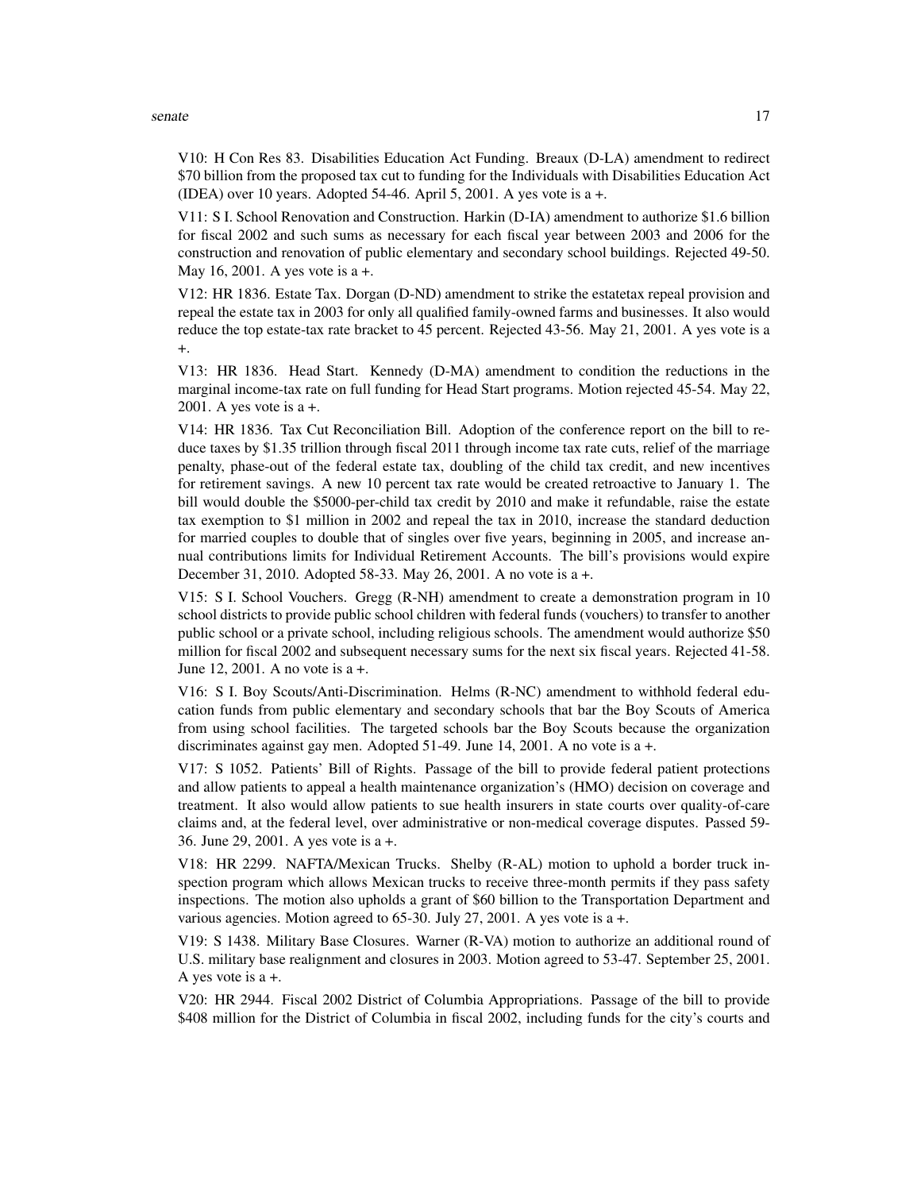V10: H Con Res 83. Disabilities Education Act Funding. Breaux (D-LA) amendment to redirect $70 billion from the proposed tax cut to funding for the Individuals with Disabilities Education Act (IDEA) over 10 years. Adopted 54-46. April 5, 2001. A yes vote is a +.

V11: S I. School Renovation and Construction. Harkin (D-IA) amendment to authorize $1.6 billion for fiscal 2002 and such sums as necessary for each fiscal year between 2003 and 2006 for the construction and renovation of public elementary and secondary school buildings. Rejected 49-50. May 16, 2001. A yes vote is a +.

V12: HR 1836. Estate Tax. Dorgan (D-ND) amendment to strike the estatetax repeal provision and repeal the estate tax in 2003 for only all qualified family-owned farms and businesses. It also would reduce the top estate-tax rate bracket to 45 percent. Rejected 43-56. May 21, 2001. A yes vote is a +.

V13: HR 1836. Head Start. Kennedy (D-MA) amendment to condition the reductions in the marginal income-tax rate on full funding for Head Start programs. Motion rejected 45-54. May 22, 2001. A yes vote is a +.

V14: HR 1836. Tax Cut Reconciliation Bill. Adoption of the conference report on the bill to reduce taxes by $1.35 trillion through fiscal 2011 through income tax rate cuts, relief of the marriage penalty, phase-out of the federal estate tax, doubling of the child tax credit, and new incentives for retirement savings. A new 10 percent tax rate would be created retroactive to January 1. The bill would double the $5000-per-child tax credit by 2010 and make it refundable, raise the estate tax exemption to $1 million in 2002 and repeal the tax in 2010, increase the standard deduction for married couples to double that of singles over five years, beginning in 2005, and increase annual contributions limits for Individual Retirement Accounts. The bill's provisions would expire December 31, 2010. Adopted 58-33. May 26, 2001. A no vote is a +.

V15: S I. School Vouchers. Gregg (R-NH) amendment to create a demonstration program in 10 school districts to provide public school children with federal funds (vouchers) to transfer to another public school or a private school, including religious schools. The amendment would authorize $50 million for fiscal 2002 and subsequent necessary sums for the next six fiscal years. Rejected 41-58. June 12, 2001. A no vote is a +.

V16: S I. Boy Scouts/Anti-Discrimination. Helms (R-NC) amendment to withhold federal education funds from public elementary and secondary schools that bar the Boy Scouts of America from using school facilities. The targeted schools bar the Boy Scouts because the organization discriminates against gay men. Adopted 51-49. June 14, 2001. A no vote is a +.

V17: S 1052. Patients' Bill of Rights. Passage of the bill to provide federal patient protections and allow patients to appeal a health maintenance organization's (HMO) decision on coverage and treatment. It also would allow patients to sue health insurers in state courts over quality-of-care claims and, at the federal level, over administrative or non-medical coverage disputes. Passed 59-36. June 29, 2001. A yes vote is a +.

V18: HR 2299. NAFTA/Mexican Trucks. Shelby (R-AL) motion to uphold a border truck inspection program which allows Mexican trucks to receive three-month permits if they pass safety inspections. The motion also upholds a grant of $60 billion to the Transportation Department and various agencies. Motion agreed to 65-30. July 27, 2001. A yes vote is a +.

V19: S 1438. Military Base Closures. Warner (R-VA) motion to authorize an additional round of U.S. military base realignment and closures in 2003. Motion agreed to 53-47. September 25, 2001. A yes vote is a +.

V20: HR 2944. Fiscal 2002 District of Columbia Appropriations. Passage of the bill to provide $408 million for the District of Columbia in fiscal 2002, including funds for the city's courts and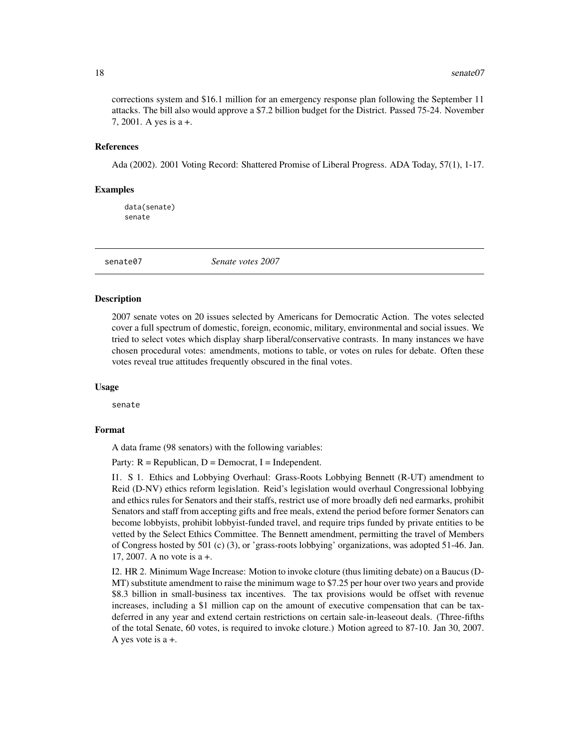corrections system and $16.1 million for an emergency response plan following the September 11 attacks. The bill also would approve a $7.2 billion budget for the District. Passed 75-24. November 7, 2001. A yes is a +.

### References

Ada (2002). 2001 Voting Record: Shattered Promise of Liberal Progress. ADA Today, 57(1), 1-17.

### Examples

```
data(senate)
senate
```

---

## senate07 *Senate votes 2007*

---

### Description

2007 senate votes on 20 issues selected by Americans for Democratic Action. The votes selected cover a full spectrum of domestic, foreign, economic, military, environmental and social issues. We tried to select votes which display sharp liberal/conservative contrasts. In many instances we have chosen procedural votes: amendments, motions to table, or votes on rules for debate. Often these votes reveal true attitudes frequently obscured in the final votes.

### Usage

```
senate
```

### Format

A data frame (98 senators) with the following variables:

Party: R = Republican, D = Democrat, I = Independent.

I1. S 1. Ethics and Lobbying Overhaul: Grass-Roots Lobbying Bennett (R-UT) amendment to Reid (D-NV) ethics reform legislation. Reid's legislation would overhaul Congressional lobbying and ethics rules for Senators and their staffs, restrict use of more broadly defi ned earmarks, prohibit Senators and staff from accepting gifts and free meals, extend the period before former Senators can become lobbyists, prohibit lobbyist-funded travel, and require trips funded by private entities to be vetted by the Select Ethics Committee. The Bennett amendment, permitting the travel of Members of Congress hosted by 501 (c) (3), or 'grass-roots lobbying' organizations, was adopted 51-46. Jan. 17, 2007. A no vote is a +.

I2. HR 2. Minimum Wage Increase: Motion to invoke cloture (thus limiting debate) on a Baucus (D-MT) substitute amendment to raise the minimum wage to $7.25 per hour over two years and provide $8.3 billion in small-business tax incentives. The tax provisions would be offset with revenue increases, including a $1 million cap on the amount of executive compensation that can be tax-deferred in any year and extend certain restrictions on certain sale-in-leaseout deals. (Three-fifths of the total Senate, 60 votes, is required to invoke cloture.) Motion agreed to 87-10. Jan 30, 2007. A yes vote is a +.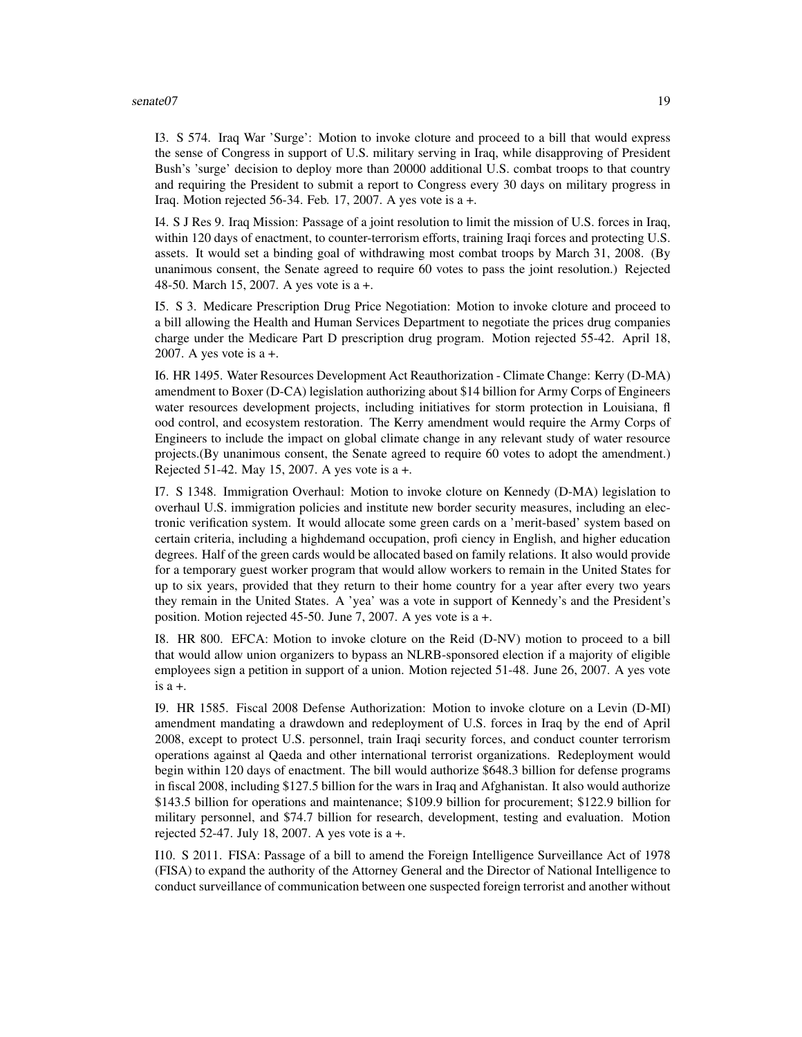I3. S 574. Iraq War 'Surge': Motion to invoke cloture and proceed to a bill that would express the sense of Congress in support of U.S. military serving in Iraq, while disapproving of President Bush's 'surge' decision to deploy more than 20000 additional U.S. combat troops to that country and requiring the President to submit a report to Congress every 30 days on military progress in Iraq. Motion rejected 56-34. Feb. 17, 2007. A yes vote is a +.

I4. S J Res 9. Iraq Mission: Passage of a joint resolution to limit the mission of U.S. forces in Iraq, within 120 days of enactment, to counter-terrorism efforts, training Iraqi forces and protecting U.S. assets. It would set a binding goal of withdrawing most combat troops by March 31, 2008. (By unanimous consent, the Senate agreed to require 60 votes to pass the joint resolution.) Rejected 48-50. March 15, 2007. A yes vote is a +.

I5. S 3. Medicare Prescription Drug Price Negotiation: Motion to invoke cloture and proceed to a bill allowing the Health and Human Services Department to negotiate the prices drug companies charge under the Medicare Part D prescription drug program. Motion rejected 55-42. April 18, 2007. A yes vote is a +.

I6. HR 1495. Water Resources Development Act Reauthorization - Climate Change: Kerry (D-MA) amendment to Boxer (D-CA) legislation authorizing about $14 billion for Army Corps of Engineers water resources development projects, including initiatives for storm protection in Louisiana, fl ood control, and ecosystem restoration. The Kerry amendment would require the Army Corps of Engineers to include the impact on global climate change in any relevant study of water resource projects.(By unanimous consent, the Senate agreed to require 60 votes to adopt the amendment.) Rejected 51-42. May 15, 2007. A yes vote is a +.

I7. S 1348. Immigration Overhaul: Motion to invoke cloture on Kennedy (D-MA) legislation to overhaul U.S. immigration policies and institute new border security measures, including an electronic verification system. It would allocate some green cards on a 'merit-based' system based on certain criteria, including a highdemand occupation, profi ciency in English, and higher education degrees. Half of the green cards would be allocated based on family relations. It also would provide for a temporary guest worker program that would allow workers to remain in the United States for up to six years, provided that they return to their home country for a year after every two years they remain in the United States. A 'yea' was a vote in support of Kennedy's and the President's position. Motion rejected 45-50. June 7, 2007. A yes vote is a +.

I8. HR 800. EFCA: Motion to invoke cloture on the Reid (D-NV) motion to proceed to a bill that would allow union organizers to bypass an NLRB-sponsored election if a majority of eligible employees sign a petition in support of a union. Motion rejected 51-48. June 26, 2007. A yes vote is a +.

I9. HR 1585. Fiscal 2008 Defense Authorization: Motion to invoke cloture on a Levin (D-MI) amendment mandating a drawdown and redeployment of U.S. forces in Iraq by the end of April 2008, except to protect U.S. personnel, train Iraqi security forces, and conduct counter terrorism operations against al Qaeda and other international terrorist organizations. Redeployment would begin within 120 days of enactment. The bill would authorize $648.3 billion for defense programs in fiscal 2008, including $127.5 billion for the wars in Iraq and Afghanistan. It also would authorize $143.5 billion for operations and maintenance; $109.9 billion for procurement; $122.9 billion for military personnel, and $74.7 billion for research, development, testing and evaluation. Motion rejected 52-47. July 18, 2007. A yes vote is a +.

I10. S 2011. FISA: Passage of a bill to amend the Foreign Intelligence Surveillance Act of 1978 (FISA) to expand the authority of the Attorney General and the Director of National Intelligence to conduct surveillance of communication between one suspected foreign terrorist and another without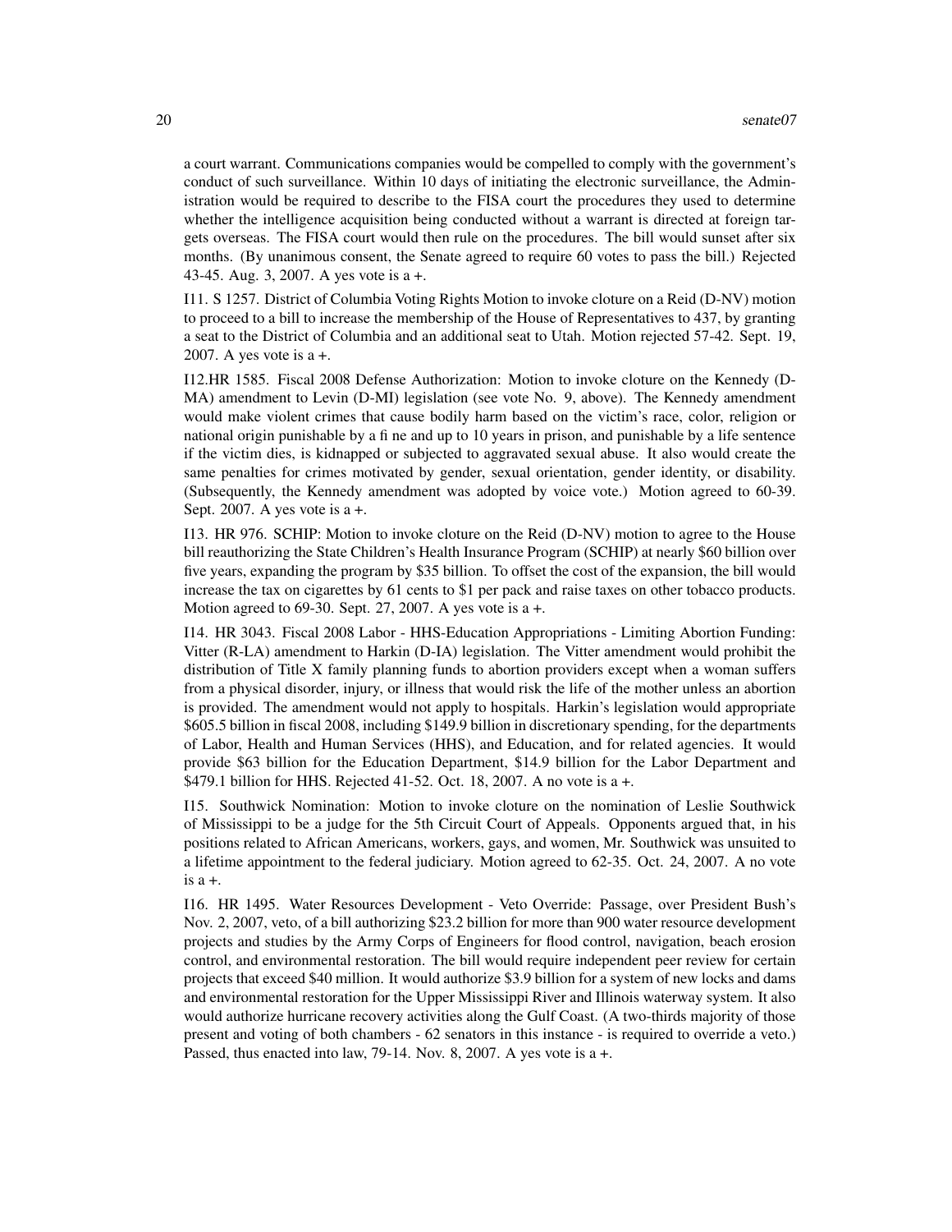a court warrant. Communications companies would be compelled to comply with the government's conduct of such surveillance. Within 10 days of initiating the electronic surveillance, the Administration would be required to describe to the FISA court the procedures they used to determine whether the intelligence acquisition being conducted without a warrant is directed at foreign targets overseas. The FISA court would then rule on the procedures. The bill would sunset after six months. (By unanimous consent, the Senate agreed to require 60 votes to pass the bill.) Rejected 43-45. Aug. 3, 2007. A yes vote is a +.

I11. S 1257. District of Columbia Voting Rights Motion to invoke cloture on a Reid (D-NV) motion to proceed to a bill to increase the membership of the House of Representatives to 437, by granting a seat to the District of Columbia and an additional seat to Utah. Motion rejected 57-42. Sept. 19, 2007. A yes vote is a +.

I12.HR 1585. Fiscal 2008 Defense Authorization: Motion to invoke cloture on the Kennedy (D-MA) amendment to Levin (D-MI) legislation (see vote No. 9, above). The Kennedy amendment would make violent crimes that cause bodily harm based on the victim's race, color, religion or national origin punishable by a fi ne and up to 10 years in prison, and punishable by a life sentence if the victim dies, is kidnapped or subjected to aggravated sexual abuse. It also would create the same penalties for crimes motivated by gender, sexual orientation, gender identity, or disability. (Subsequently, the Kennedy amendment was adopted by voice vote.) Motion agreed to 60-39. Sept. 2007. A yes vote is a +.

I13. HR 976. SCHIP: Motion to invoke cloture on the Reid (D-NV) motion to agree to the House bill reauthorizing the State Children's Health Insurance Program (SCHIP) at nearly \$60 billion over five years, expanding the program by \$35 billion. To offset the cost of the expansion, the bill would increase the tax on cigarettes by 61 cents to \$1 per pack and raise taxes on other tobacco products. Motion agreed to 69-30. Sept. 27, 2007. A yes vote is a +.

I14. HR 3043. Fiscal 2008 Labor - HHS-Education Appropriations - Limiting Abortion Funding: Vitter (R-LA) amendment to Harkin (D-IA) legislation. The Vitter amendment would prohibit the distribution of Title X family planning funds to abortion providers except when a woman suffers from a physical disorder, injury, or illness that would risk the life of the mother unless an abortion is provided. The amendment would not apply to hospitals. Harkin's legislation would appropriate \$605.5 billion in fiscal 2008, including \$149.9 billion in discretionary spending, for the departments of Labor, Health and Human Services (HHS), and Education, and for related agencies. It would provide \$63 billion for the Education Department, \$14.9 billion for the Labor Department and \$479.1 billion for HHS. Rejected 41-52. Oct. 18, 2007. A no vote is a +.

I15. Southwick Nomination: Motion to invoke cloture on the nomination of Leslie Southwick of Mississippi to be a judge for the 5th Circuit Court of Appeals. Opponents argued that, in his positions related to African Americans, workers, gays, and women, Mr. Southwick was unsuited to a lifetime appointment to the federal judiciary. Motion agreed to 62-35. Oct. 24, 2007. A no vote is a +.

I16. HR 1495. Water Resources Development - Veto Override: Passage, over President Bush's Nov. 2, 2007, veto, of a bill authorizing \$23.2 billion for more than 900 water resource development projects and studies by the Army Corps of Engineers for flood control, navigation, beach erosion control, and environmental restoration. The bill would require independent peer review for certain projects that exceed \$40 million. It would authorize \$3.9 billion for a system of new locks and dams and environmental restoration for the Upper Mississippi River and Illinois waterway system. It also would authorize hurricane recovery activities along the Gulf Coast. (A two-thirds majority of those present and voting of both chambers - 62 senators in this instance - is required to override a veto.) Passed, thus enacted into law, 79-14. Nov. 8, 2007. A yes vote is a +.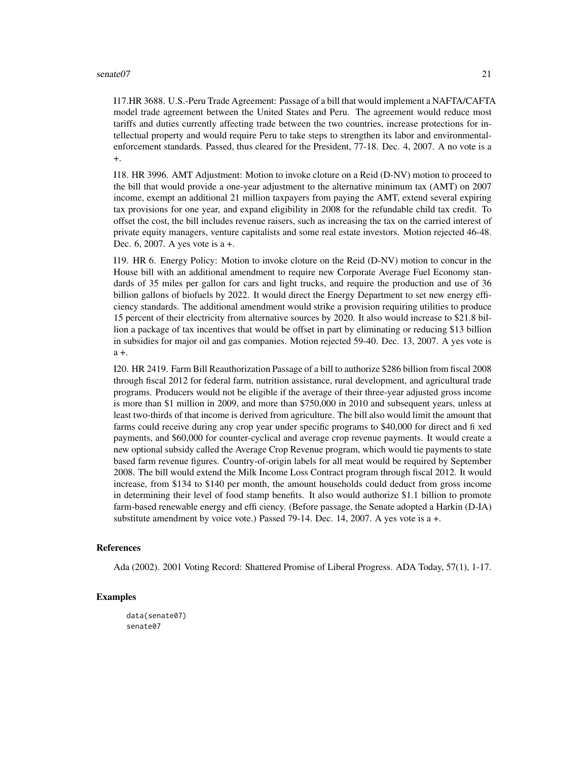I17.HR 3688. U.S.-Peru Trade Agreement: Passage of a bill that would implement a NAFTA/CAFTA model trade agreement between the United States and Peru. The agreement would reduce most tariffs and duties currently affecting trade between the two countries, increase protections for intellectual property and would require Peru to take steps to strengthen its labor and environmental-enforcement standards. Passed, thus cleared for the President, 77-18. Dec. 4, 2007. A no vote is a +.

I18. HR 3996. AMT Adjustment: Motion to invoke cloture on a Reid (D-NV) motion to proceed to the bill that would provide a one-year adjustment to the alternative minimum tax (AMT) on 2007 income, exempt an additional 21 million taxpayers from paying the AMT, extend several expiring tax provisions for one year, and expand eligibility in 2008 for the refundable child tax credit. To offset the cost, the bill includes revenue raisers, such as increasing the tax on the carried interest of private equity managers, venture capitalists and some real estate investors. Motion rejected 46-48. Dec. 6, 2007. A yes vote is a +.

I19. HR 6. Energy Policy: Motion to invoke cloture on the Reid (D-NV) motion to concur in the House bill with an additional amendment to require new Corporate Average Fuel Economy standards of 35 miles per gallon for cars and light trucks, and require the production and use of 36 billion gallons of biofuels by 2022. It would direct the Energy Department to set new energy efficiency standards. The additional amendment would strike a provision requiring utilities to produce 15 percent of their electricity from alternative sources by 2020. It also would increase to $21.8 billion a package of tax incentives that would be offset in part by eliminating or reducing $13 billion in subsidies for major oil and gas companies. Motion rejected 59-40. Dec. 13, 2007. A yes vote is a +.

I20. HR 2419. Farm Bill Reauthorization Passage of a bill to authorize $286 billion from fiscal 2008 through fiscal 2012 for federal farm, nutrition assistance, rural development, and agricultural trade programs. Producers would not be eligible if the average of their three-year adjusted gross income is more than $1 million in 2009, and more than $750,000 in 2010 and subsequent years, unless at least two-thirds of that income is derived from agriculture. The bill also would limit the amount that farms could receive during any crop year under specific programs to $40,000 for direct and fi xed payments, and $60,000 for counter-cyclical and average crop revenue payments. It would create a new optional subsidy called the Average Crop Revenue program, which would tie payments to state based farm revenue figures. Country-of-origin labels for all meat would be required by September 2008. The bill would extend the Milk Income Loss Contract program through fiscal 2012. It would increase, from $134 to $140 per month, the amount households could deduct from gross income in determining their level of food stamp benefits. It also would authorize $1.1 billion to promote farm-based renewable energy and effi ciency. (Before passage, the Senate adopted a Harkin (D-IA) substitute amendment by voice vote.) Passed 79-14. Dec. 14, 2007. A yes vote is a +.

### References

Ada (2002). 2001 Voting Record: Shattered Promise of Liberal Progress. ADA Today, 57(1), 1-17.

### Examples

```
data(senate07)
senate07
```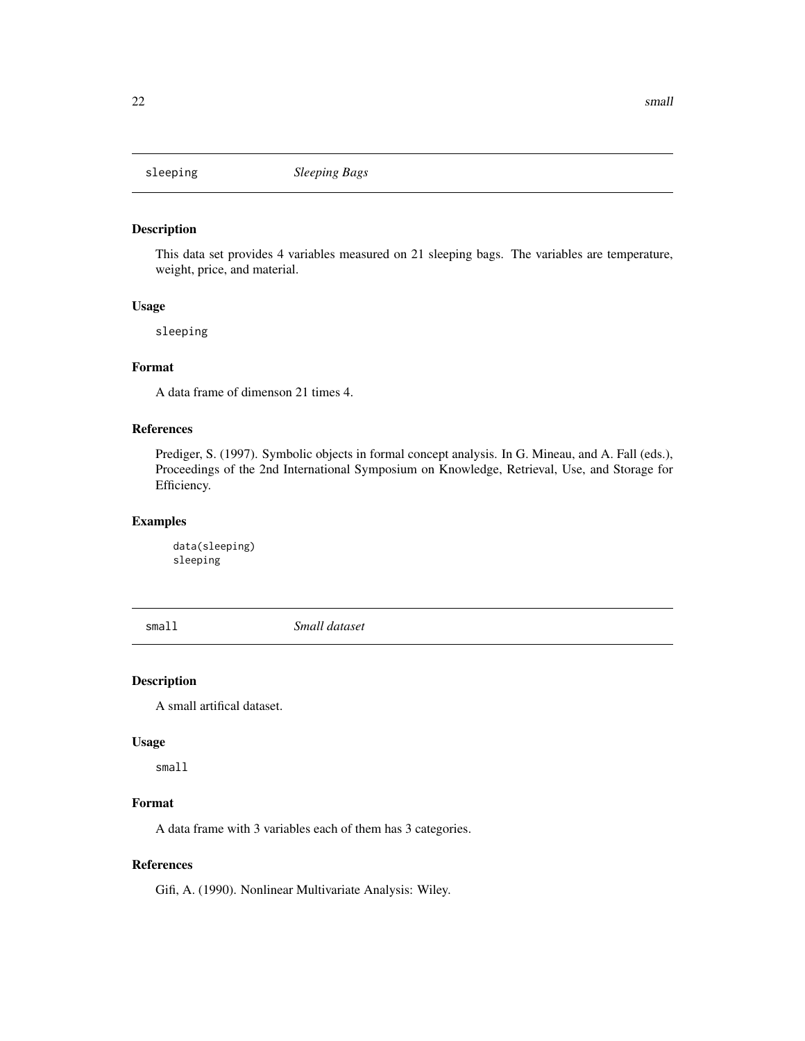## sleeping — *Sleeping Bags*

### Description

This data set provides 4 variables measured on 21 sleeping bags. The variables are temperature, weight, price, and material.

### Usage

```
sleeping
```

### Format

A data frame of dimenson 21 times 4.

### References

Prediger, S. (1997). Symbolic objects in formal concept analysis. In G. Mineau, and A. Fall (eds.), Proceedings of the 2nd International Symposium on Knowledge, Retrieval, Use, and Storage for Efficiency.

### Examples

```
data(sleeping)
sleeping
```

## small — *Small dataset*

### Description

A small artifical dataset.

### Usage

```
small
```

### Format

A data frame with 3 variables each of them has 3 categories.

### References

Gifi, A. (1990). Nonlinear Multivariate Analysis: Wiley.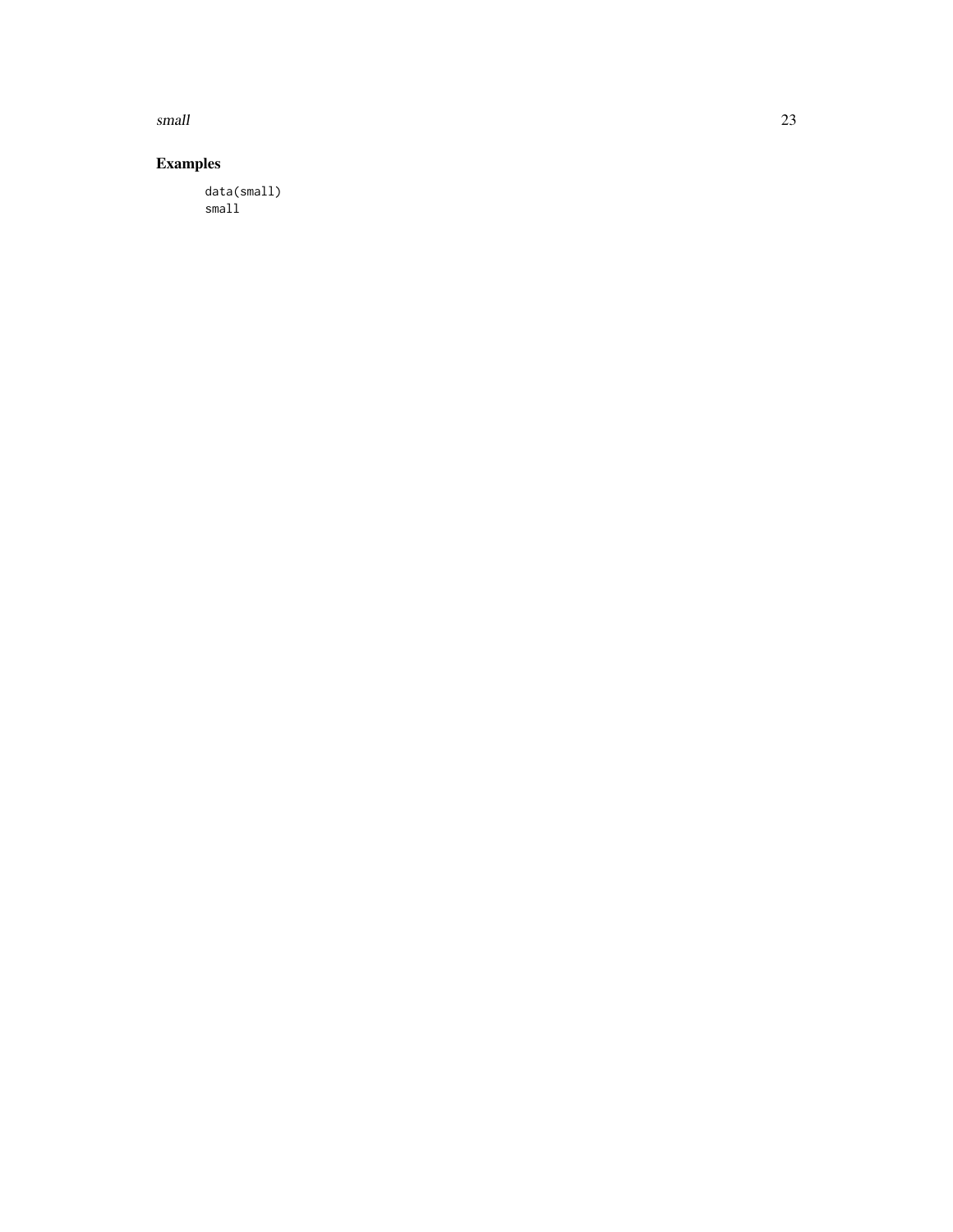## Examples

```
data(small)
small
```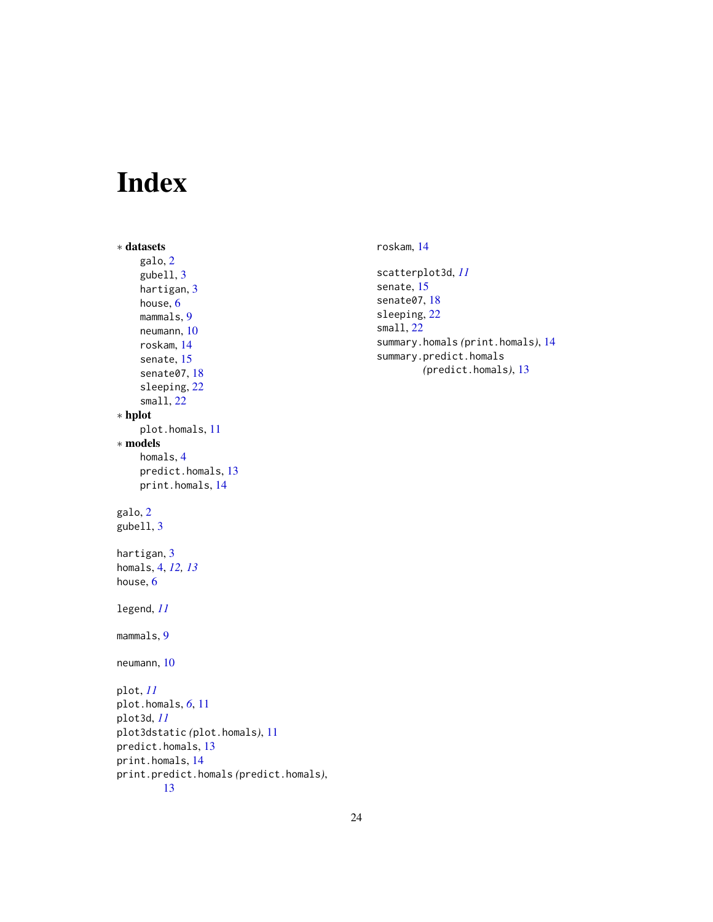# Index

* **datasets**
    - galo, 2
    - gubell, 3
    - hartigan, 3
    - house, 6
    - mammals, 9
    - neumann, 10
    - roskam, 14
    - senate, 15
    - senate07, 18
    - sleeping, 22
    - small, 22
* **hplot**
    - plot.homals, 11
* **models**
    - homals, 4
    - predict.homals, 13
    - print.homals, 14

galo, 2
gubell, 3

hartigan, 3
homals, 4, *12*, *13*
house, 6

legend, *11*

mammals, 9

neumann, 10

plot, *11*
plot.homals, *6*, 11
plot3d, *11*
plot3dstatic *(*plot.homals*)*, 11
predict.homals, 13
print.homals, 14
print.predict.homals *(*predict.homals*)*, 13

roskam, 14

scatterplot3d, *11*
senate, 15
senate07, 18
sleeping, 22
small, 22
summary.homals *(*print.homals*)*, 14
summary.predict.homals *(*predict.homals*)*, 13